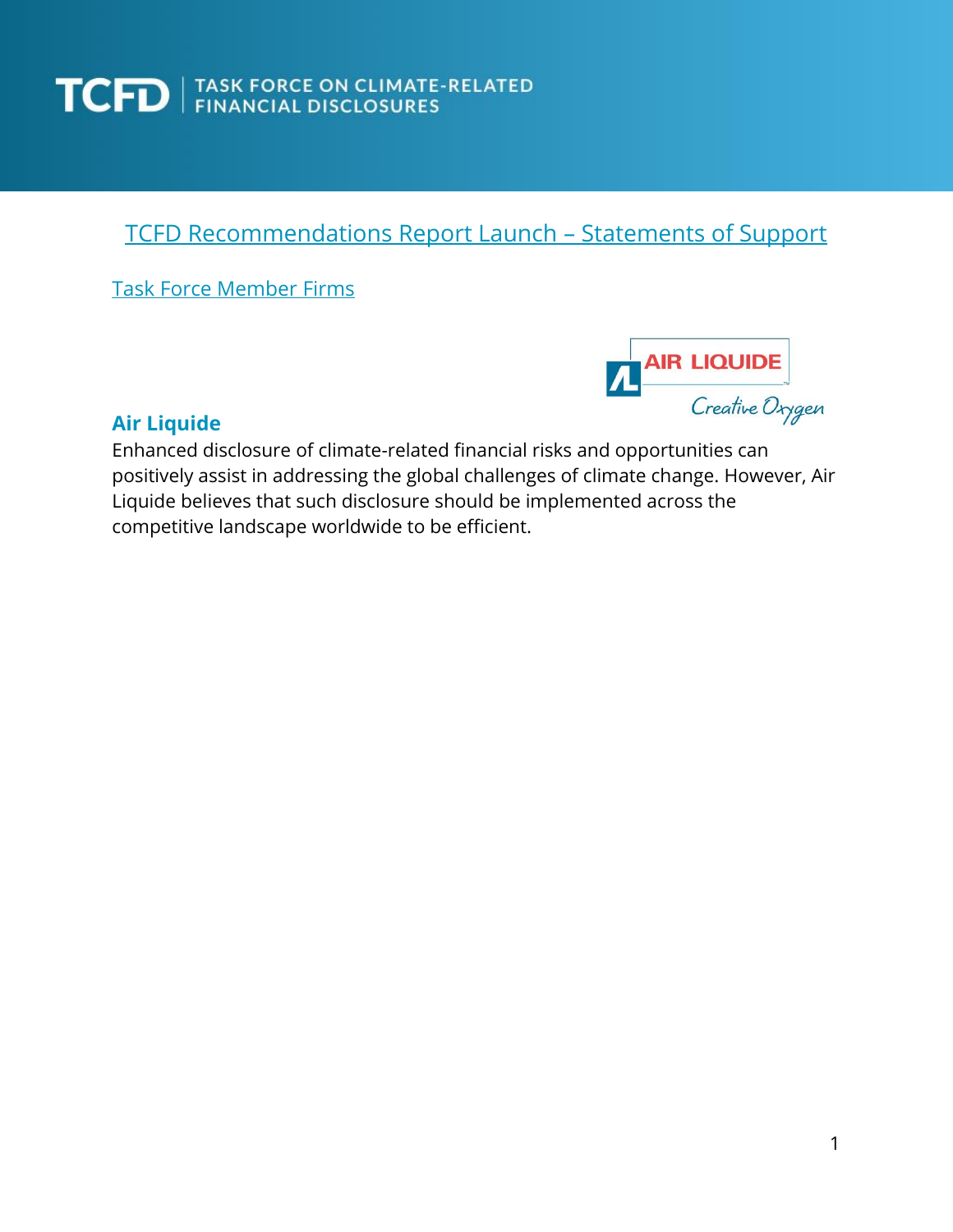TASK FORCE ON CLIMATE-RELATED FINANCIAL DISCLOSURES

# TCFD Recommendations Report Launch – Statements of Support

## Task Force Member Firms

### Air Liquide

Enhanced disclosure of climate-related financial risks and opportunities can positively assist in addressing the global challenges of climate change. However, Air Liquide believes that such disclosure should be implemented across the competitive landscape worldwide to be efficient.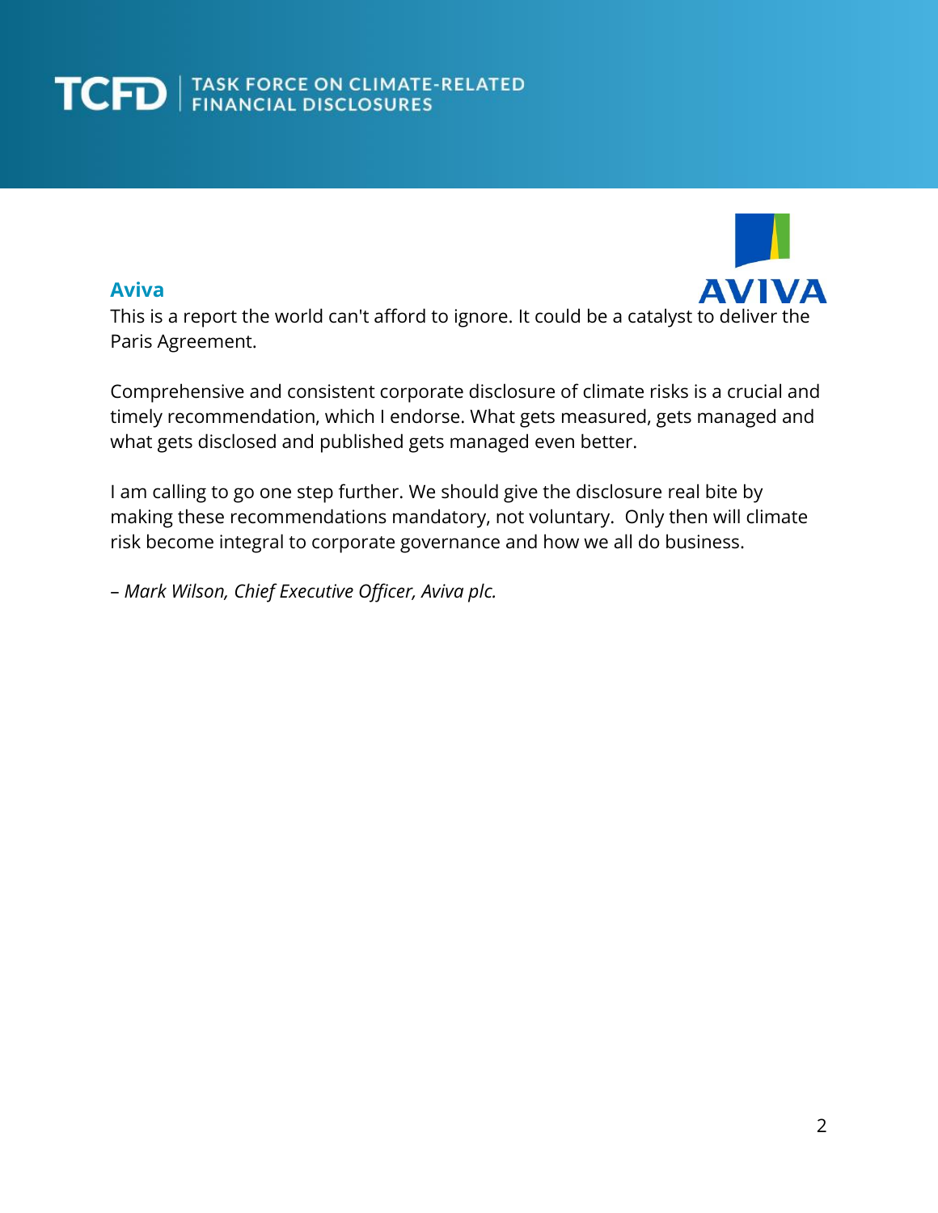## Aviva

This is a report the world can't afford to ignore. It could be a catalyst to deliver the Paris Agreement.

Comprehensive and consistent corporate disclosure of climate risks is a crucial and timely recommendation, which I endorse. What gets measured, gets managed and what gets disclosed and published gets managed even better.

I am calling to go one step further. We should give the disclosure real bite by making these recommendations mandatory, not voluntary. Only then will climate risk become integral to corporate governance and how we all do business.

– *Mark Wilson, Chief Executive Officer, Aviva plc.*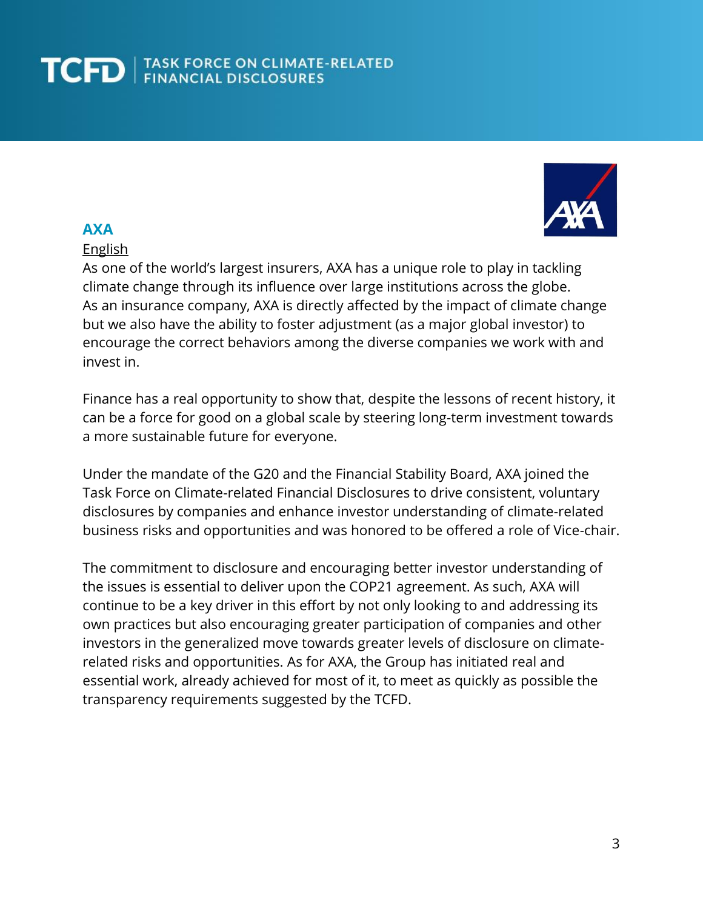## AXA

English

As one of the world's largest insurers, AXA has a unique role to play in tackling climate change through its influence over large institutions across the globe. As an insurance company, AXA is directly affected by the impact of climate change but we also have the ability to foster adjustment (as a major global investor) to encourage the correct behaviors among the diverse companies we work with and invest in.

Finance has a real opportunity to show that, despite the lessons of recent history, it can be a force for good on a global scale by steering long-term investment towards a more sustainable future for everyone.

Under the mandate of the G20 and the Financial Stability Board, AXA joined the Task Force on Climate-related Financial Disclosures to drive consistent, voluntary disclosures by companies and enhance investor understanding of climate-related business risks and opportunities and was honored to be offered a role of Vice-chair.

The commitment to disclosure and encouraging better investor understanding of the issues is essential to deliver upon the COP21 agreement. As such, AXA will continue to be a key driver in this effort by not only looking to and addressing its own practices but also encouraging greater participation of companies and other investors in the generalized move towards greater levels of disclosure on climate-related risks and opportunities. As for AXA, the Group has initiated real and essential work, already achieved for most of it, to meet as quickly as possible the transparency requirements suggested by the TCFD.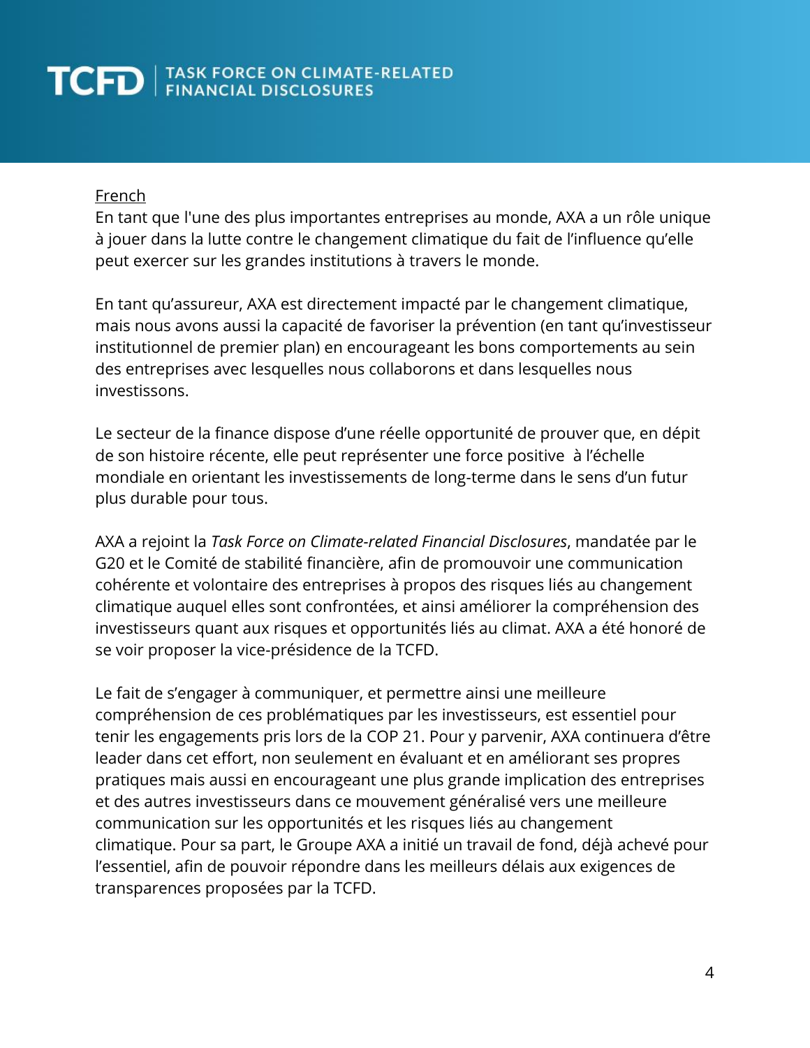French

En tant que l'une des plus importantes entreprises au monde, AXA a un rôle unique à jouer dans la lutte contre le changement climatique du fait de l'influence qu'elle peut exercer sur les grandes institutions à travers le monde.

En tant qu'assureur, AXA est directement impacté par le changement climatique, mais nous avons aussi la capacité de favoriser la prévention (en tant qu'investisseur institutionnel de premier plan) en encourageant les bons comportements au sein des entreprises avec lesquelles nous collaborons et dans lesquelles nous investissons.

Le secteur de la finance dispose d'une réelle opportunité de prouver que, en dépit de son histoire récente, elle peut représenter une force positive à l'échelle mondiale en orientant les investissements de long-terme dans le sens d'un futur plus durable pour tous.

AXA a rejoint la *Task Force on Climate-related Financial Disclosures*, mandatée par le G20 et le Comité de stabilité financière, afin de promouvoir une communication cohérente et volontaire des entreprises à propos des risques liés au changement climatique auquel elles sont confrontées, et ainsi améliorer la compréhension des investisseurs quant aux risques et opportunités liés au climat. AXA a été honoré de se voir proposer la vice-présidence de la TCFD.

Le fait de s'engager à communiquer, et permettre ainsi une meilleure compréhension de ces problématiques par les investisseurs, est essentiel pour tenir les engagements pris lors de la COP 21. Pour y parvenir, AXA continuera d'être leader dans cet effort, non seulement en évaluant et en améliorant ses propres pratiques mais aussi en encourageant une plus grande implication des entreprises et des autres investisseurs dans ce mouvement généralisé vers une meilleure communication sur les opportunités et les risques liés au changement climatique. Pour sa part, le Groupe AXA a initié un travail de fond, déjà achevé pour l'essentiel, afin de pouvoir répondre dans les meilleurs délais aux exigences de transparences proposées par la TCFD.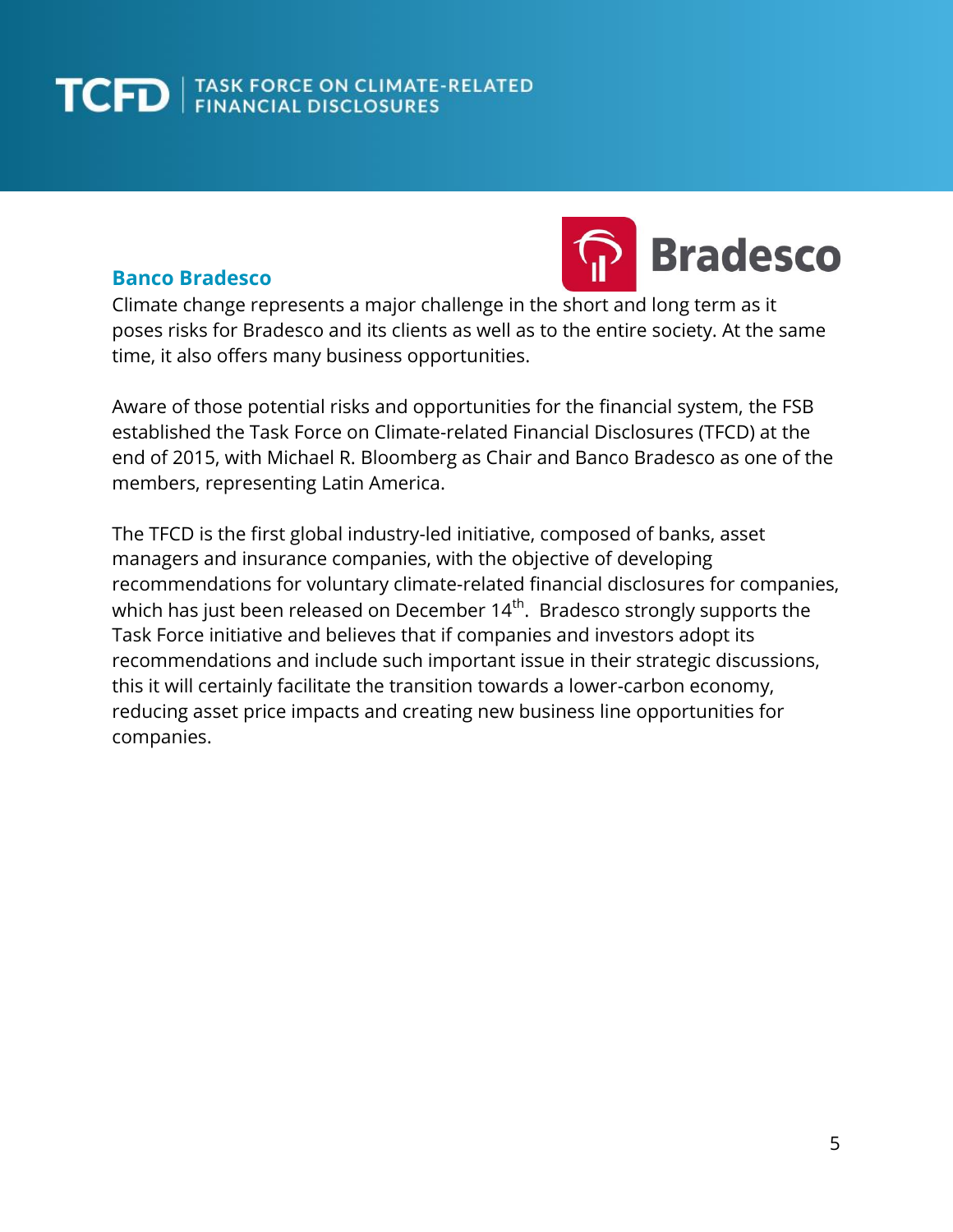## Banco Bradesco

Climate change represents a major challenge in the short and long term as it poses risks for Bradesco and its clients as well as to the entire society. At the same time, it also offers many business opportunities.

Aware of those potential risks and opportunities for the financial system, the FSB established the Task Force on Climate-related Financial Disclosures (TFCD) at the end of 2015, with Michael R. Bloomberg as Chair and Banco Bradesco as one of the members, representing Latin America.

The TFCD is the first global industry-led initiative, composed of banks, asset managers and insurance companies, with the objective of developing recommendations for voluntary climate-related financial disclosures for companies, which has just been released on December 14th. Bradesco strongly supports the Task Force initiative and believes that if companies and investors adopt its recommendations and include such important issue in their strategic discussions, this it will certainly facilitate the transition towards a lower-carbon economy, reducing asset price impacts and creating new business line opportunities for companies.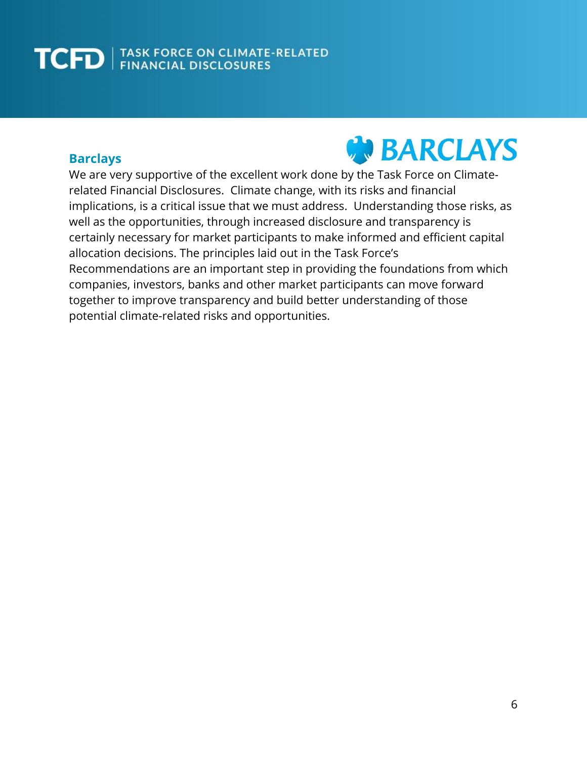## Barclays

We are very supportive of the excellent work done by the Task Force on Climate-related Financial Disclosures. Climate change, with its risks and financial implications, is a critical issue that we must address. Understanding those risks, as well as the opportunities, through increased disclosure and transparency is certainly necessary for market participants to make informed and efficient capital allocation decisions. The principles laid out in the Task Force's Recommendations are an important step in providing the foundations from which companies, investors, banks and other market participants can move forward together to improve transparency and build better understanding of those potential climate-related risks and opportunities.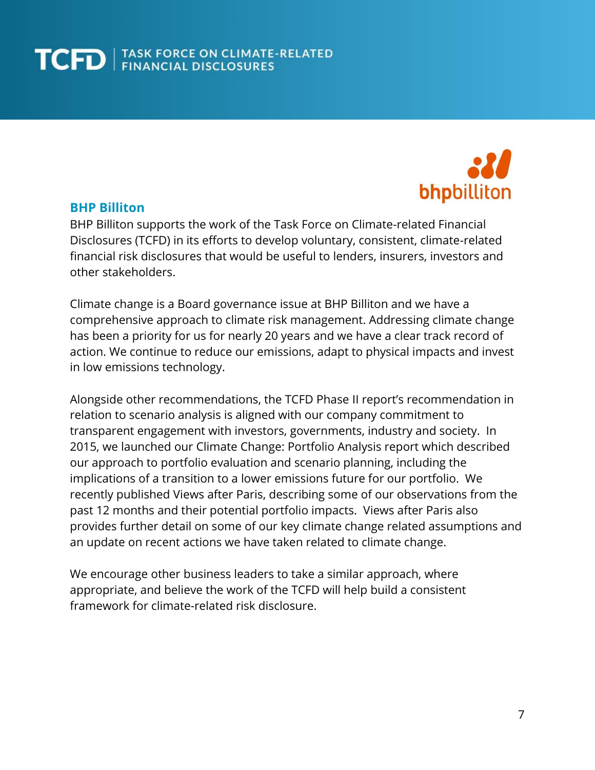## BHP Billiton

BHP Billiton supports the work of the Task Force on Climate-related Financial Disclosures (TCFD) in its efforts to develop voluntary, consistent, climate-related financial risk disclosures that would be useful to lenders, insurers, investors and other stakeholders.

Climate change is a Board governance issue at BHP Billiton and we have a comprehensive approach to climate risk management. Addressing climate change has been a priority for us for nearly 20 years and we have a clear track record of action. We continue to reduce our emissions, adapt to physical impacts and invest in low emissions technology.

Alongside other recommendations, the TCFD Phase II report's recommendation in relation to scenario analysis is aligned with our company commitment to transparent engagement with investors, governments, industry and society. In 2015, we launched our Climate Change: Portfolio Analysis report which described our approach to portfolio evaluation and scenario planning, including the implications of a transition to a lower emissions future for our portfolio. We recently published Views after Paris, describing some of our observations from the past 12 months and their potential portfolio impacts. Views after Paris also provides further detail on some of our key climate change related assumptions and an update on recent actions we have taken related to climate change.

We encourage other business leaders to take a similar approach, where appropriate, and believe the work of the TCFD will help build a consistent framework for climate-related risk disclosure.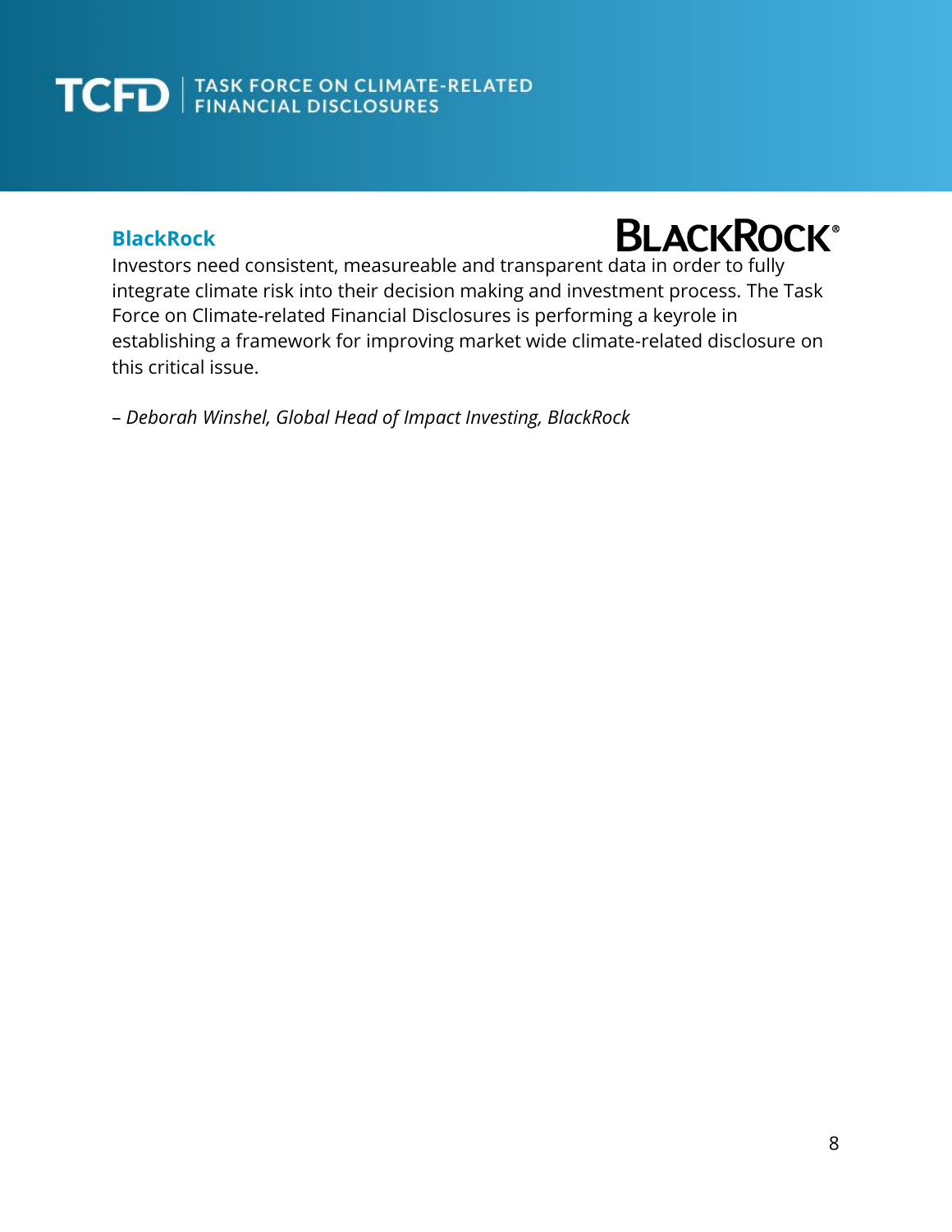## BlackRock

Investors need consistent, measureable and transparent data in order to fully integrate climate risk into their decision making and investment process. The Task Force on Climate-related Financial Disclosures is performing a keyrole in establishing a framework for improving market wide climate-related disclosure on this critical issue.

*– Deborah Winshel, Global Head of Impact Investing, BlackRock*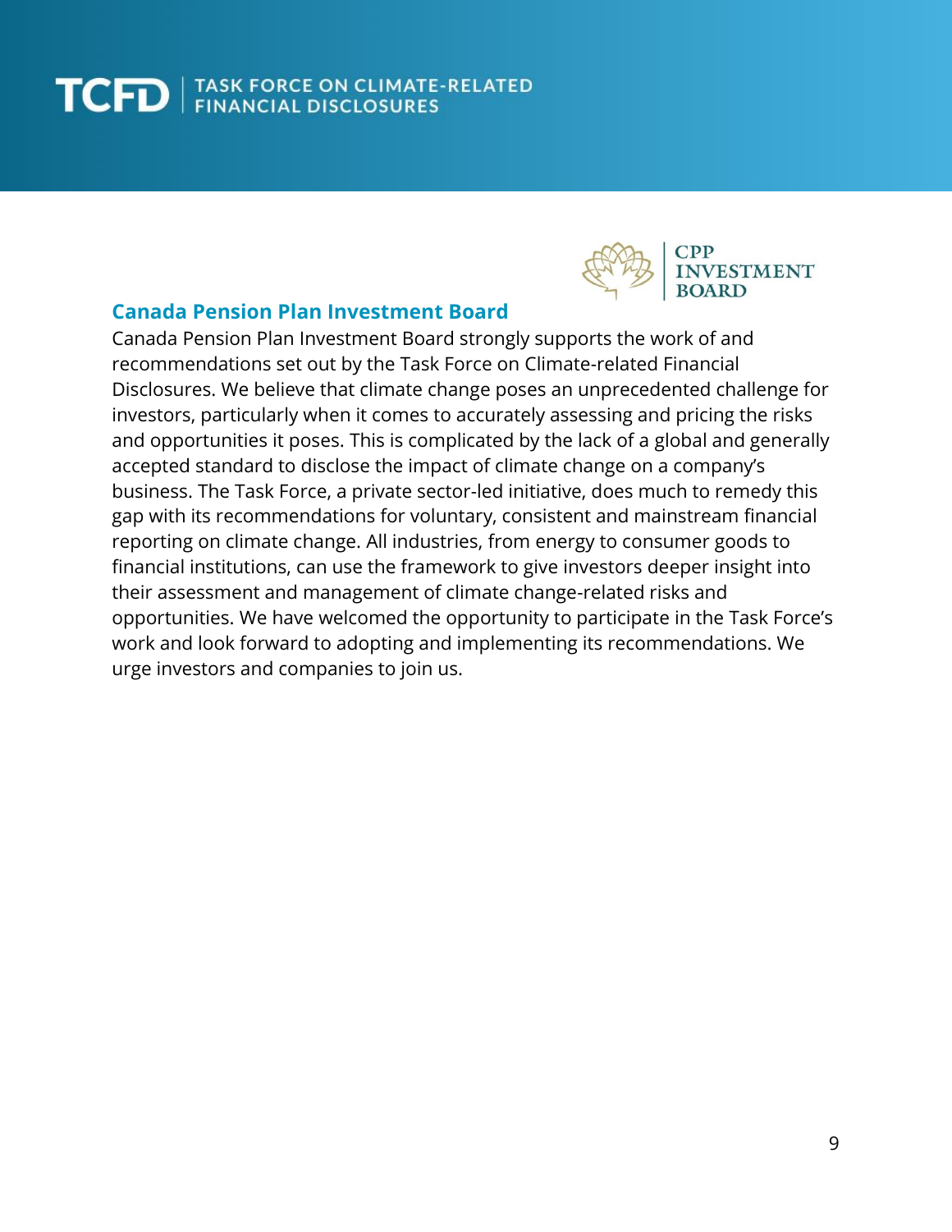## Canada Pension Plan Investment Board

Canada Pension Plan Investment Board strongly supports the work of and recommendations set out by the Task Force on Climate-related Financial Disclosures. We believe that climate change poses an unprecedented challenge for investors, particularly when it comes to accurately assessing and pricing the risks and opportunities it poses. This is complicated by the lack of a global and generally accepted standard to disclose the impact of climate change on a company's business. The Task Force, a private sector-led initiative, does much to remedy this gap with its recommendations for voluntary, consistent and mainstream financial reporting on climate change. All industries, from energy to consumer goods to financial institutions, can use the framework to give investors deeper insight into their assessment and management of climate change-related risks and opportunities. We have welcomed the opportunity to participate in the Task Force's work and look forward to adopting and implementing its recommendations. We urge investors and companies to join us.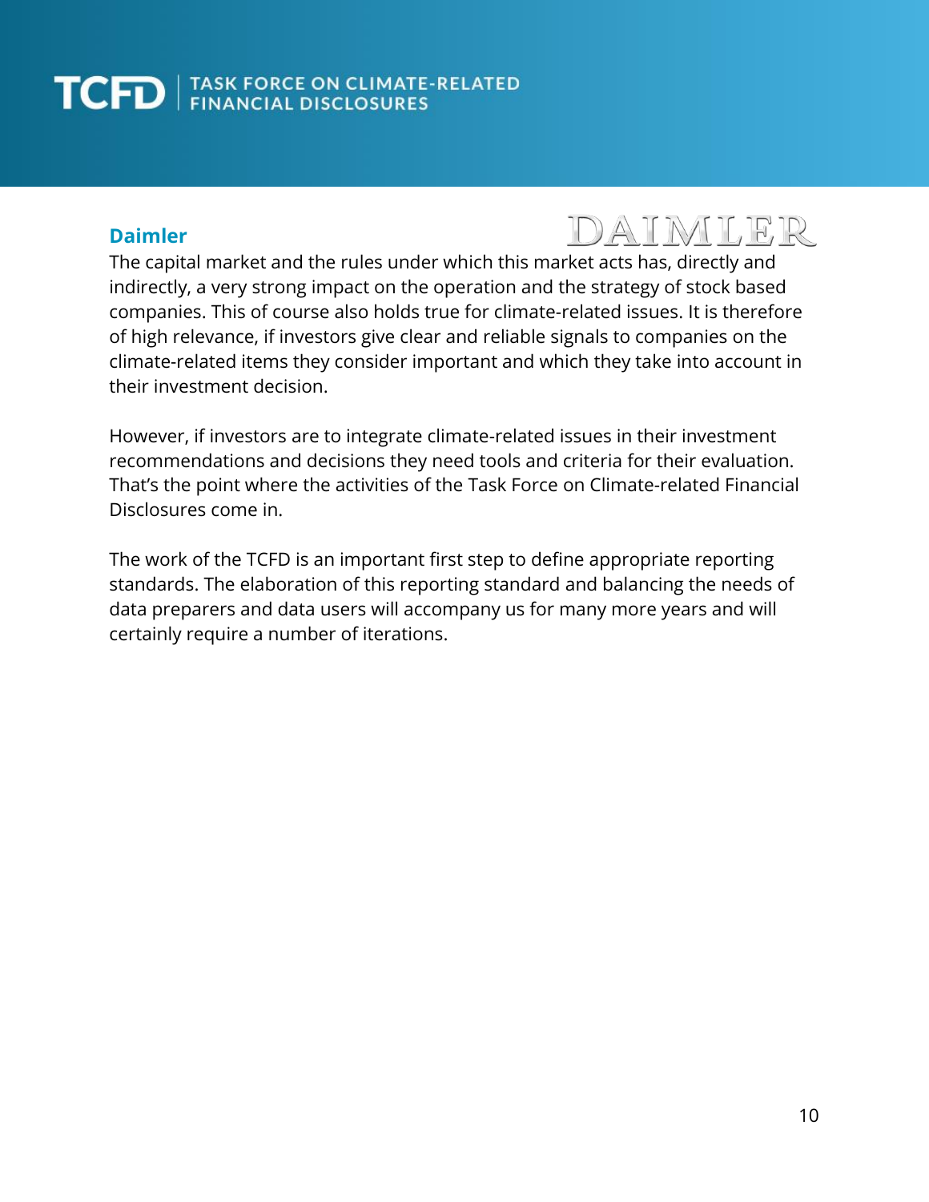## Daimler

The capital market and the rules under which this market acts has, directly and indirectly, a very strong impact on the operation and the strategy of stock based companies. This of course also holds true for climate-related issues. It is therefore of high relevance, if investors give clear and reliable signals to companies on the climate-related items they consider important and which they take into account in their investment decision.

However, if investors are to integrate climate-related issues in their investment recommendations and decisions they need tools and criteria for their evaluation. That's the point where the activities of the Task Force on Climate-related Financial Disclosures come in.

The work of the TCFD is an important first step to define appropriate reporting standards. The elaboration of this reporting standard and balancing the needs of data preparers and data users will accompany us for many more years and will certainly require a number of iterations.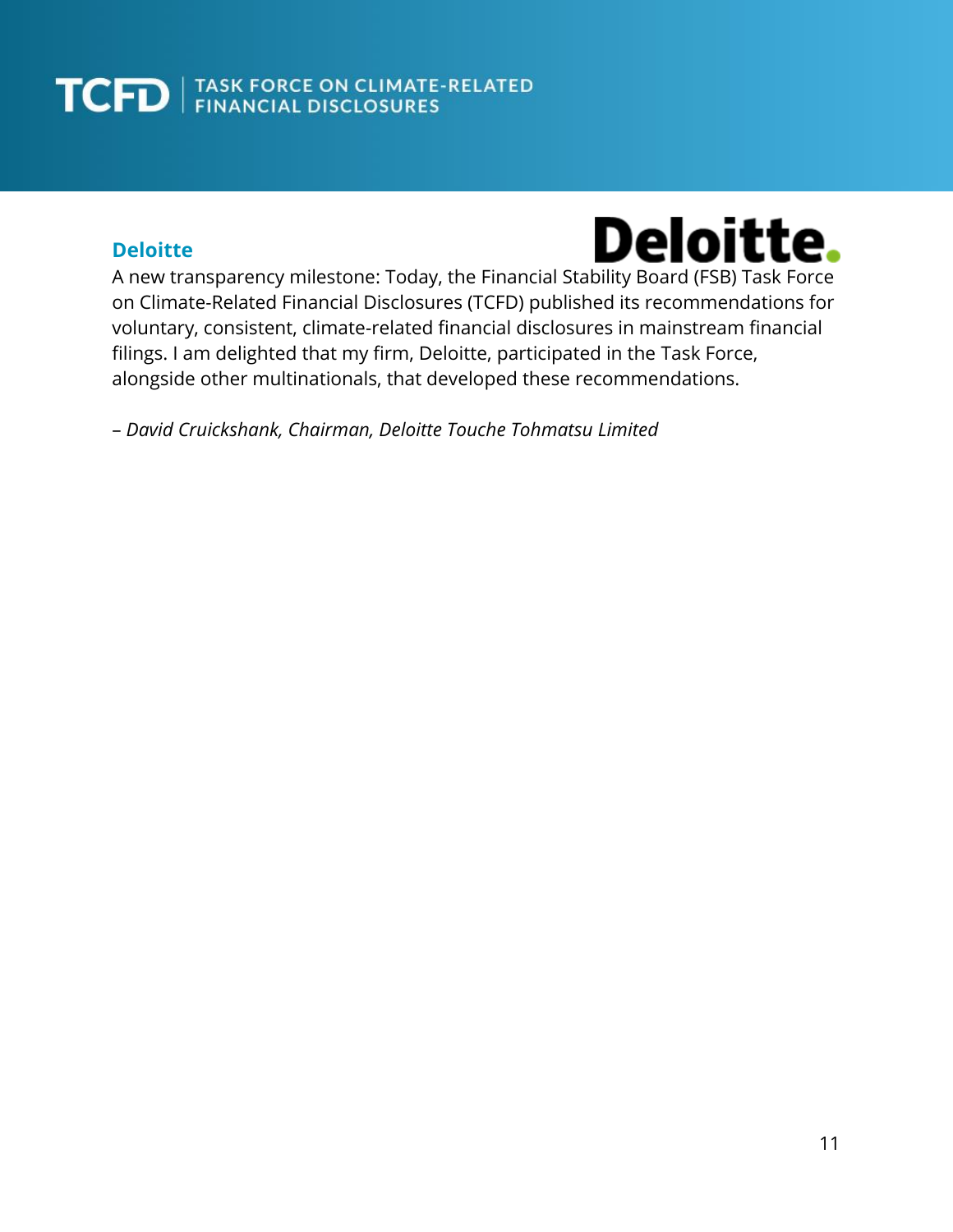## Deloitte

A new transparency milestone: Today, the Financial Stability Board (FSB) Task Force on Climate-Related Financial Disclosures (TCFD) published its recommendations for voluntary, consistent, climate-related financial disclosures in mainstream financial filings. I am delighted that my firm, Deloitte, participated in the Task Force, alongside other multinationals, that developed these recommendations.

*– David Cruickshank, Chairman, Deloitte Touche Tohmatsu Limited*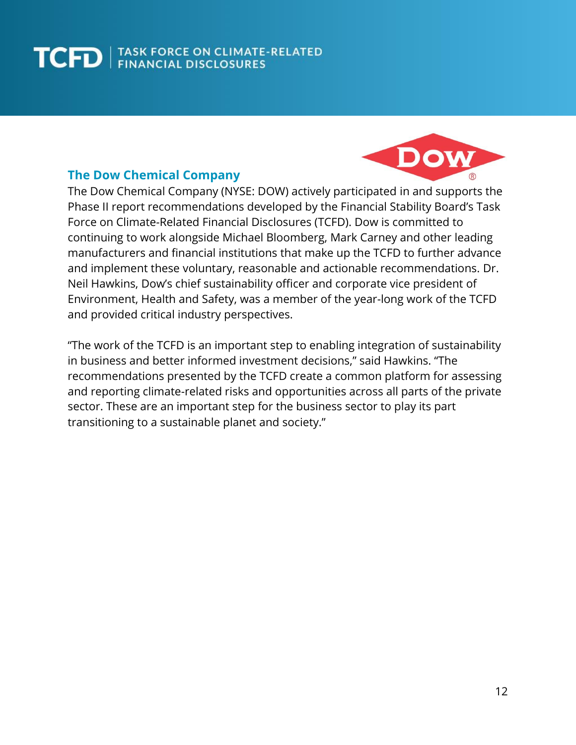## The Dow Chemical Company

The Dow Chemical Company (NYSE: DOW) actively participated in and supports the Phase II report recommendations developed by the Financial Stability Board's Task Force on Climate-Related Financial Disclosures (TCFD). Dow is committed to continuing to work alongside Michael Bloomberg, Mark Carney and other leading manufacturers and financial institutions that make up the TCFD to further advance and implement these voluntary, reasonable and actionable recommendations. Dr. Neil Hawkins, Dow's chief sustainability officer and corporate vice president of Environment, Health and Safety, was a member of the year-long work of the TCFD and provided critical industry perspectives.

"The work of the TCFD is an important step to enabling integration of sustainability in business and better informed investment decisions," said Hawkins. "The recommendations presented by the TCFD create a common platform for assessing and reporting climate-related risks and opportunities across all parts of the private sector. These are an important step for the business sector to play its part transitioning to a sustainable planet and society."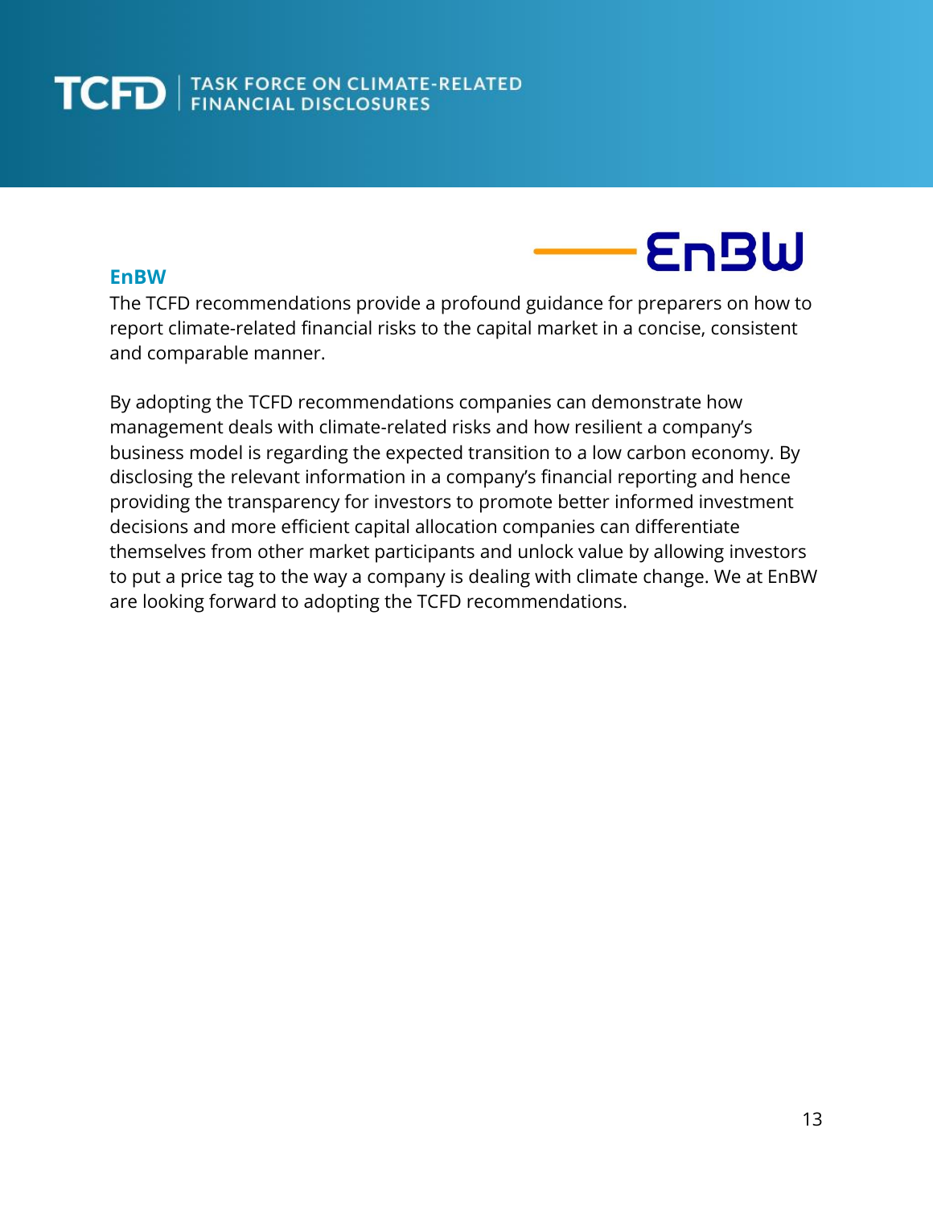## EnBW

The TCFD recommendations provide a profound guidance for preparers on how to report climate-related financial risks to the capital market in a concise, consistent and comparable manner.

By adopting the TCFD recommendations companies can demonstrate how management deals with climate-related risks and how resilient a company's business model is regarding the expected transition to a low carbon economy. By disclosing the relevant information in a company's financial reporting and hence providing the transparency for investors to promote better informed investment decisions and more efficient capital allocation companies can differentiate themselves from other market participants and unlock value by allowing investors to put a price tag to the way a company is dealing with climate change. We at EnBW are looking forward to adopting the TCFD recommendations.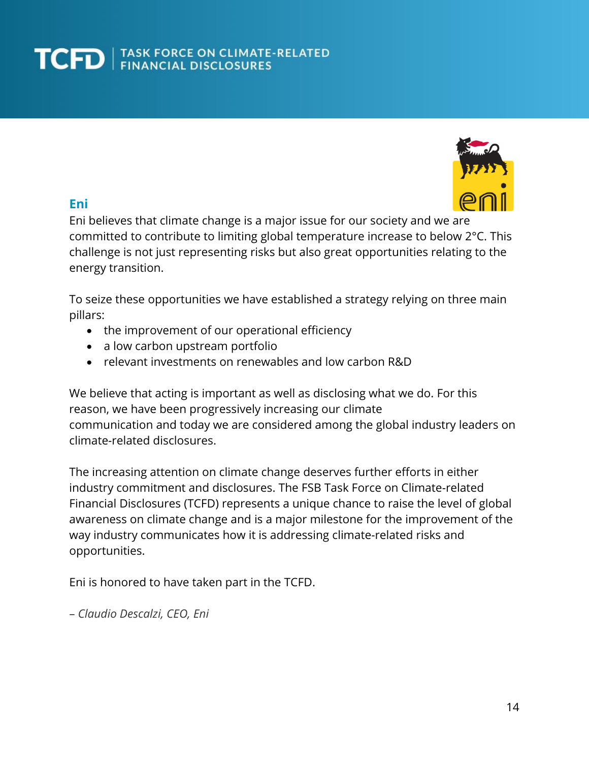## Eni

Eni believes that climate change is a major issue for our society and we are committed to contribute to limiting global temperature increase to below 2°C. This challenge is not just representing risks but also great opportunities relating to the energy transition.

To seize these opportunities we have established a strategy relying on three main pillars:

- the improvement of our operational efficiency
- a low carbon upstream portfolio
- relevant investments on renewables and low carbon R&D

We believe that acting is important as well as disclosing what we do. For this reason, we have been progressively increasing our climate communication and today we are considered among the global industry leaders on climate-related disclosures.

The increasing attention on climate change deserves further efforts in either industry commitment and disclosures. The FSB Task Force on Climate-related Financial Disclosures (TCFD) represents a unique chance to raise the level of global awareness on climate change and is a major milestone for the improvement of the way industry communicates how it is addressing climate-related risks and opportunities.

Eni is honored to have taken part in the TCFD.

*– Claudio Descalzi, CEO, Eni*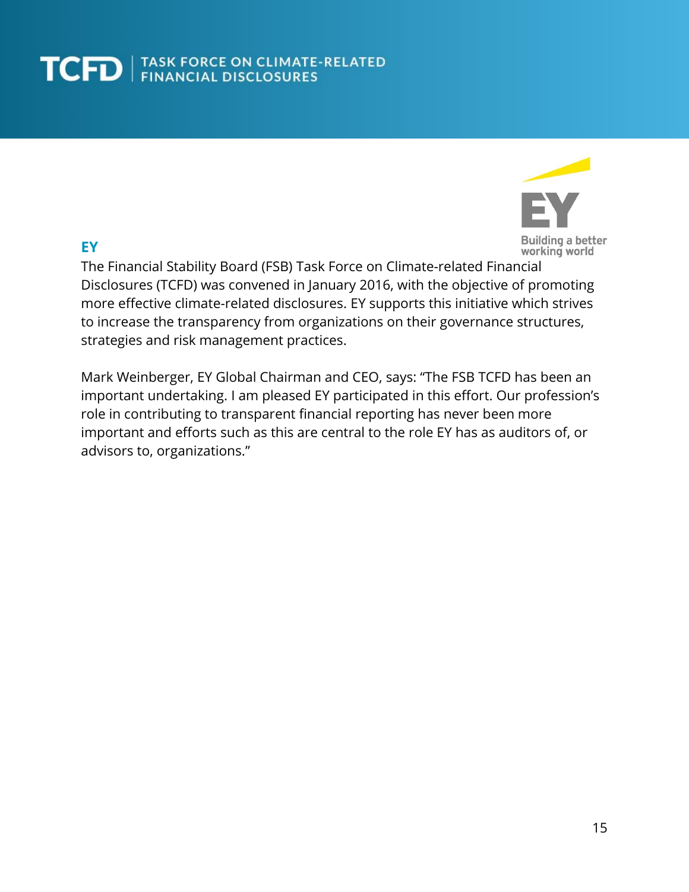## EY

The Financial Stability Board (FSB) Task Force on Climate-related Financial Disclosures (TCFD) was convened in January 2016, with the objective of promoting more effective climate-related disclosures. EY supports this initiative which strives to increase the transparency from organizations on their governance structures, strategies and risk management practices.

Mark Weinberger, EY Global Chairman and CEO, says: "The FSB TCFD has been an important undertaking. I am pleased EY participated in this effort. Our profession's role in contributing to transparent financial reporting has never been more important and efforts such as this are central to the role EY has as auditors of, or advisors to, organizations."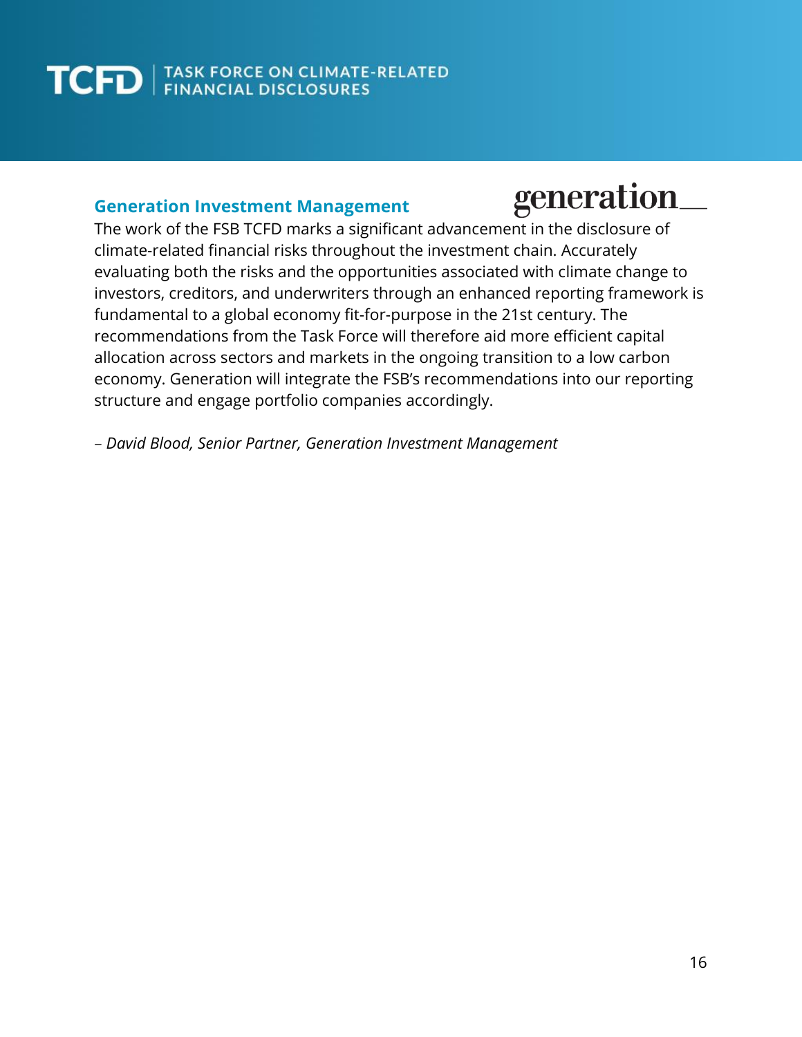### Generation Investment Management

The work of the FSB TCFD marks a significant advancement in the disclosure of climate-related financial risks throughout the investment chain. Accurately evaluating both the risks and the opportunities associated with climate change to investors, creditors, and underwriters through an enhanced reporting framework is fundamental to a global economy fit-for-purpose in the 21st century. The recommendations from the Task Force will therefore aid more efficient capital allocation across sectors and markets in the ongoing transition to a low carbon economy. Generation will integrate the FSB's recommendations into our reporting structure and engage portfolio companies accordingly.

*– David Blood, Senior Partner, Generation Investment Management*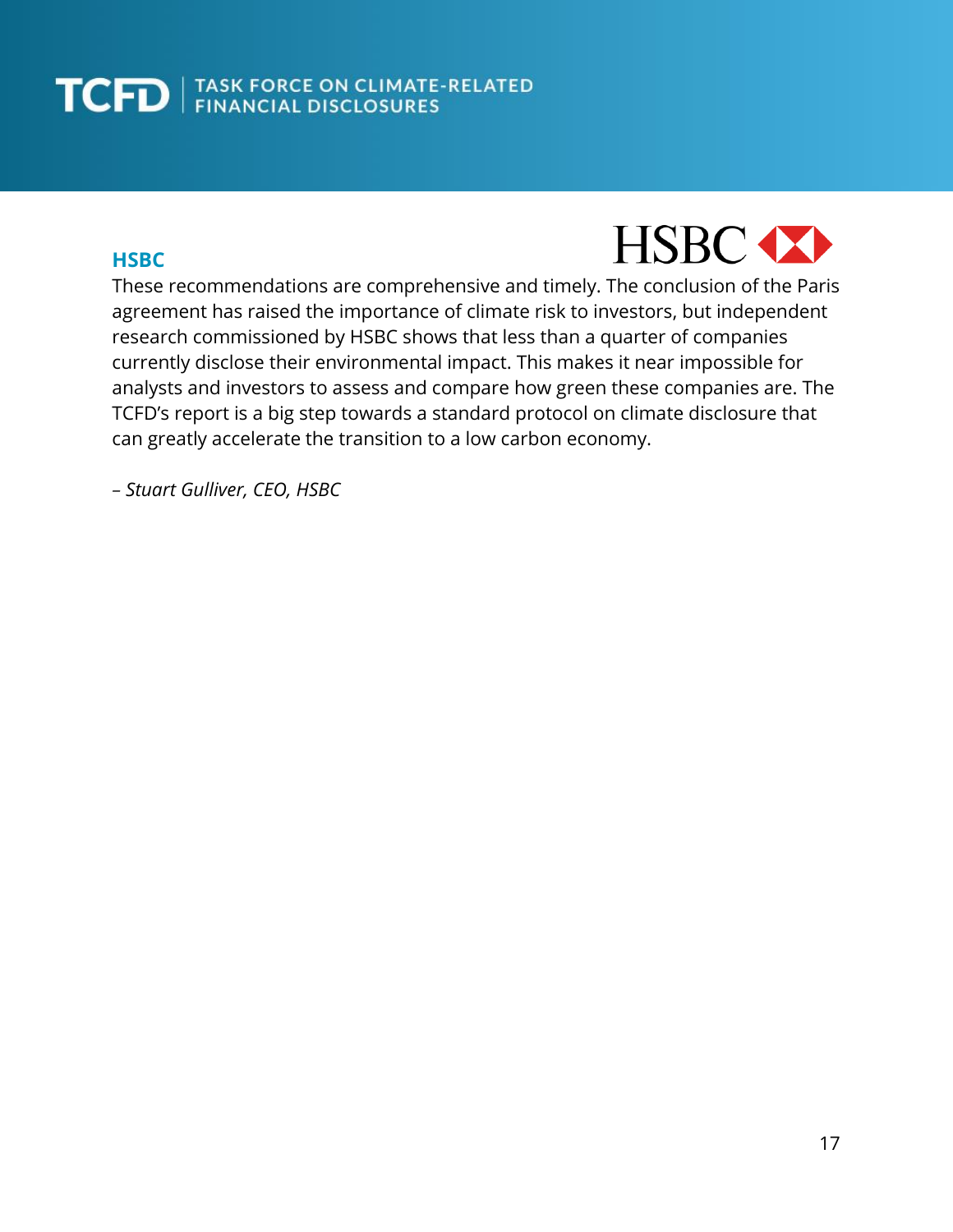## HSBC

These recommendations are comprehensive and timely. The conclusion of the Paris agreement has raised the importance of climate risk to investors, but independent research commissioned by HSBC shows that less than a quarter of companies currently disclose their environmental impact. This makes it near impossible for analysts and investors to assess and compare how green these companies are. The TCFD's report is a big step towards a standard protocol on climate disclosure that can greatly accelerate the transition to a low carbon economy.

*– Stuart Gulliver, CEO, HSBC*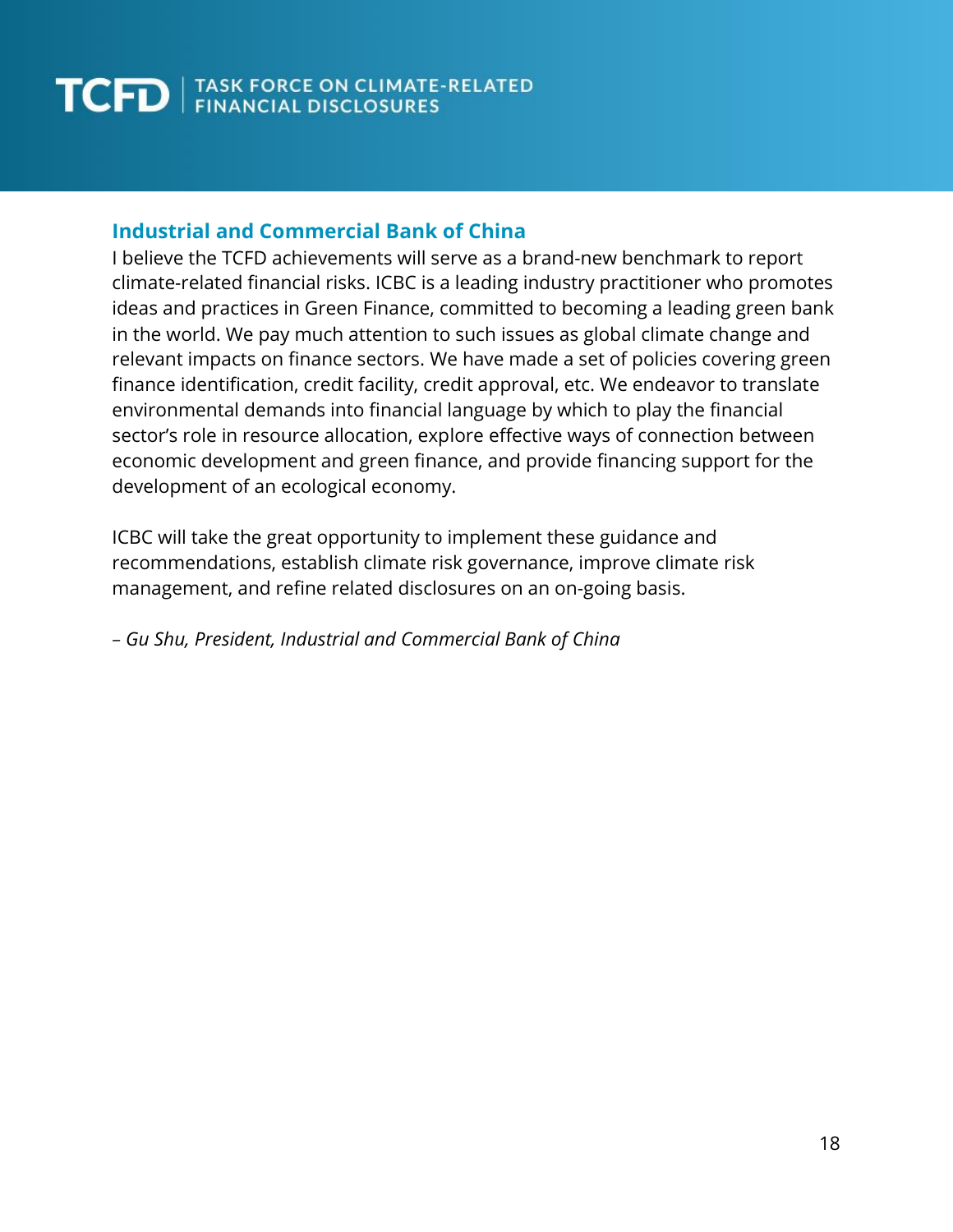### Industrial and Commercial Bank of China

I believe the TCFD achievements will serve as a brand-new benchmark to report climate-related financial risks. ICBC is a leading industry practitioner who promotes ideas and practices in Green Finance, committed to becoming a leading green bank in the world. We pay much attention to such issues as global climate change and relevant impacts on finance sectors. We have made a set of policies covering green finance identification, credit facility, credit approval, etc. We endeavor to translate environmental demands into financial language by which to play the financial sector's role in resource allocation, explore effective ways of connection between economic development and green finance, and provide financing support for the development of an ecological economy.

ICBC will take the great opportunity to implement these guidance and recommendations, establish climate risk governance, improve climate risk management, and refine related disclosures on an on-going basis.

*– Gu Shu, President, Industrial and Commercial Bank of China*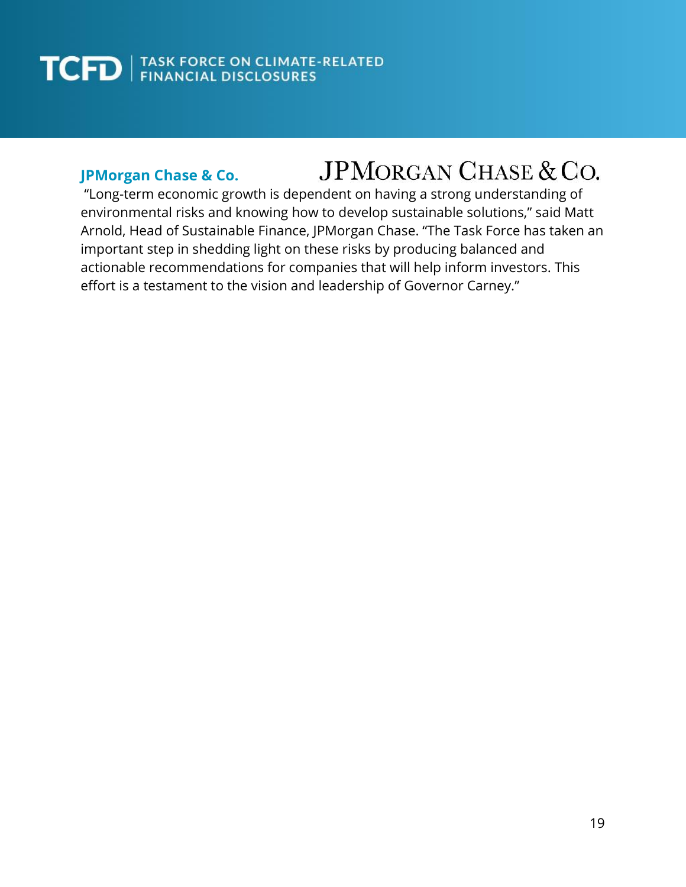## JPMorgan Chase & Co.

"Long-term economic growth is dependent on having a strong understanding of environmental risks and knowing how to develop sustainable solutions," said Matt Arnold, Head of Sustainable Finance, JPMorgan Chase. "The Task Force has taken an important step in shedding light on these risks by producing balanced and actionable recommendations for companies that will help inform investors. This effort is a testament to the vision and leadership of Governor Carney."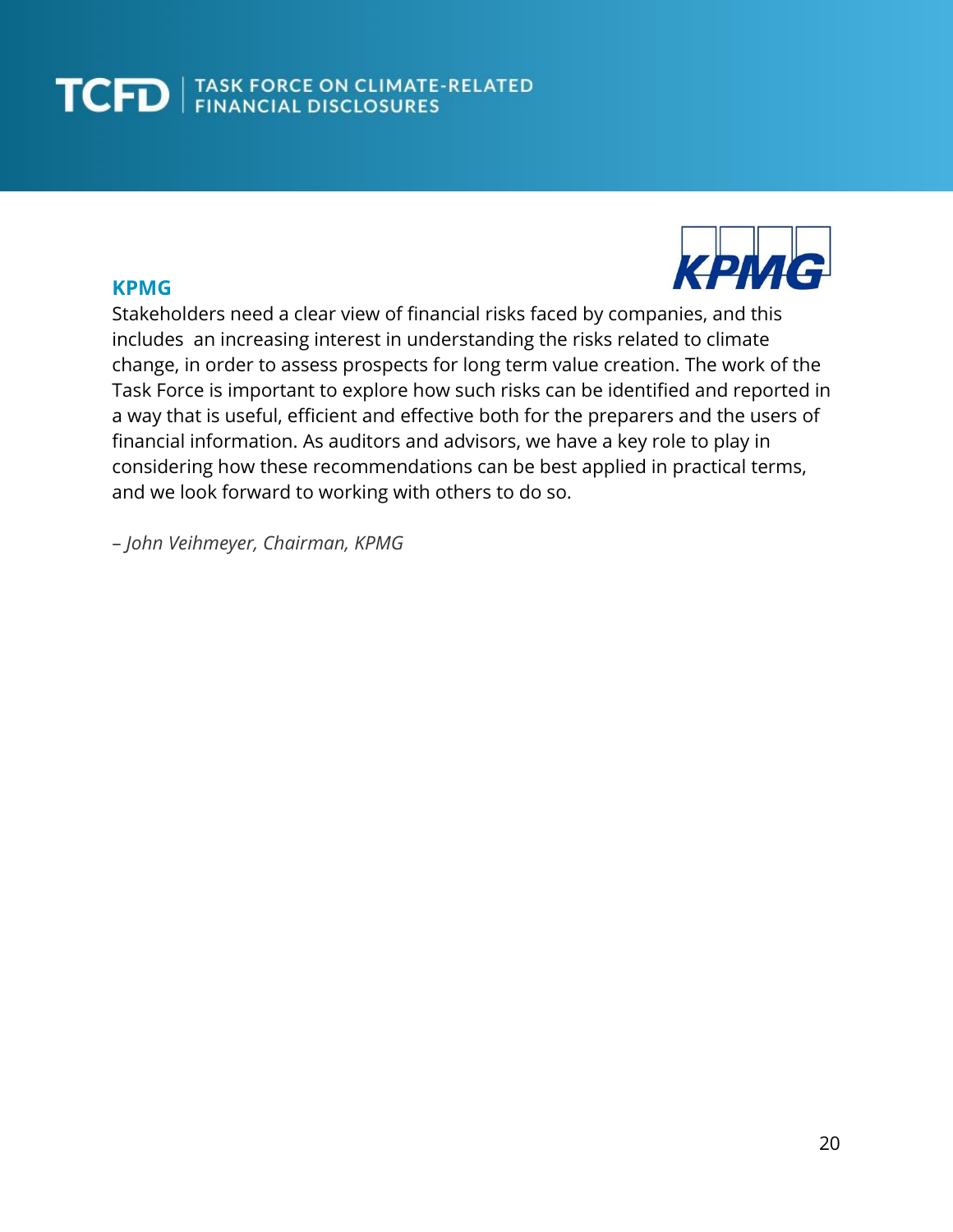### KPMG

Stakeholders need a clear view of financial risks faced by companies, and this includes an increasing interest in understanding the risks related to climate change, in order to assess prospects for long term value creation. The work of the Task Force is important to explore how such risks can be identified and reported in a way that is useful, efficient and effective both for the preparers and the users of financial information. As auditors and advisors, we have a key role to play in considering how these recommendations can be best applied in practical terms, and we look forward to working with others to do so.

– *John Veihmeyer, Chairman, KPMG*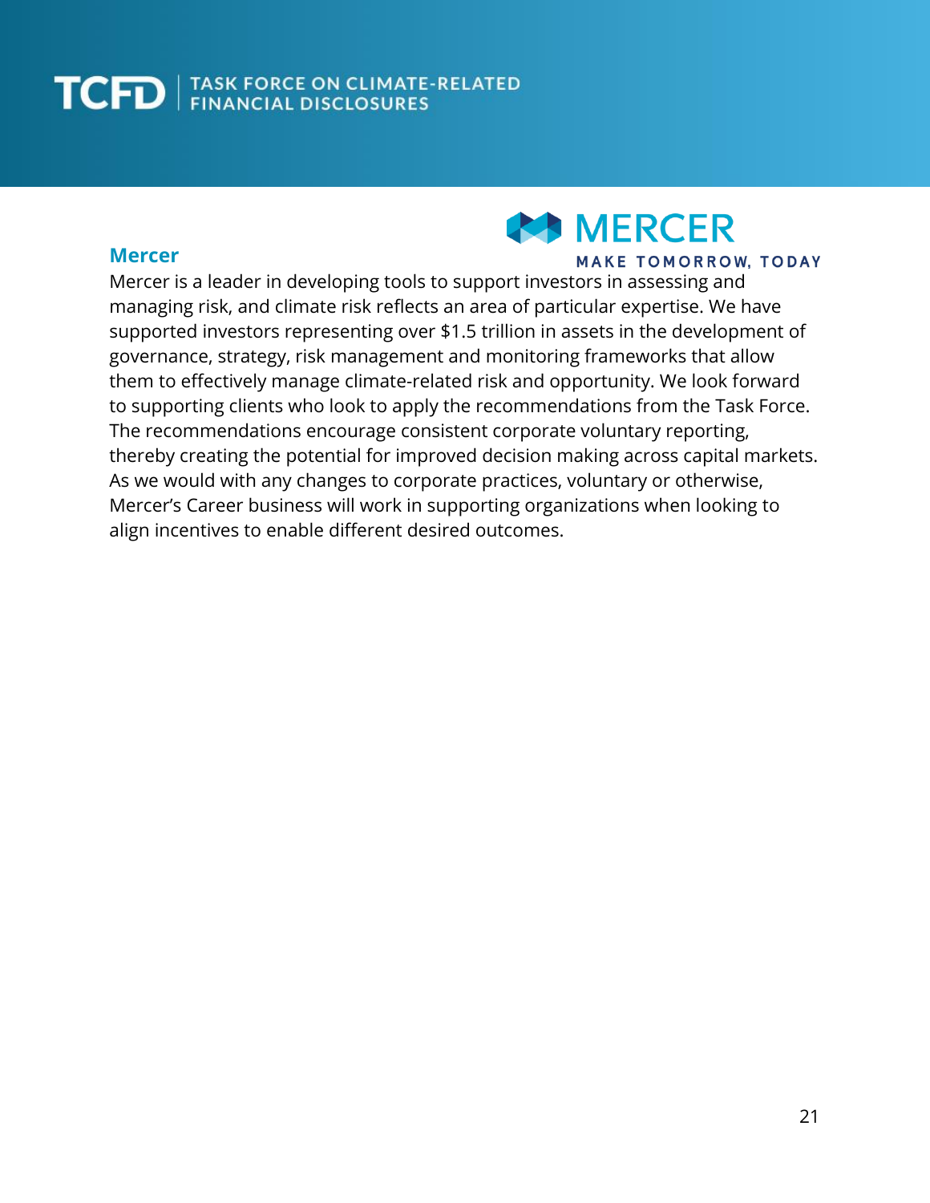## Mercer

Mercer is a leader in developing tools to support investors in assessing and managing risk, and climate risk reflects an area of particular expertise. We have supported investors representing over $1.5 trillion in assets in the development of governance, strategy, risk management and monitoring frameworks that allow them to effectively manage climate-related risk and opportunity. We look forward to supporting clients who look to apply the recommendations from the Task Force. The recommendations encourage consistent corporate voluntary reporting, thereby creating the potential for improved decision making across capital markets. As we would with any changes to corporate practices, voluntary or otherwise, Mercer's Career business will work in supporting organizations when looking to align incentives to enable different desired outcomes.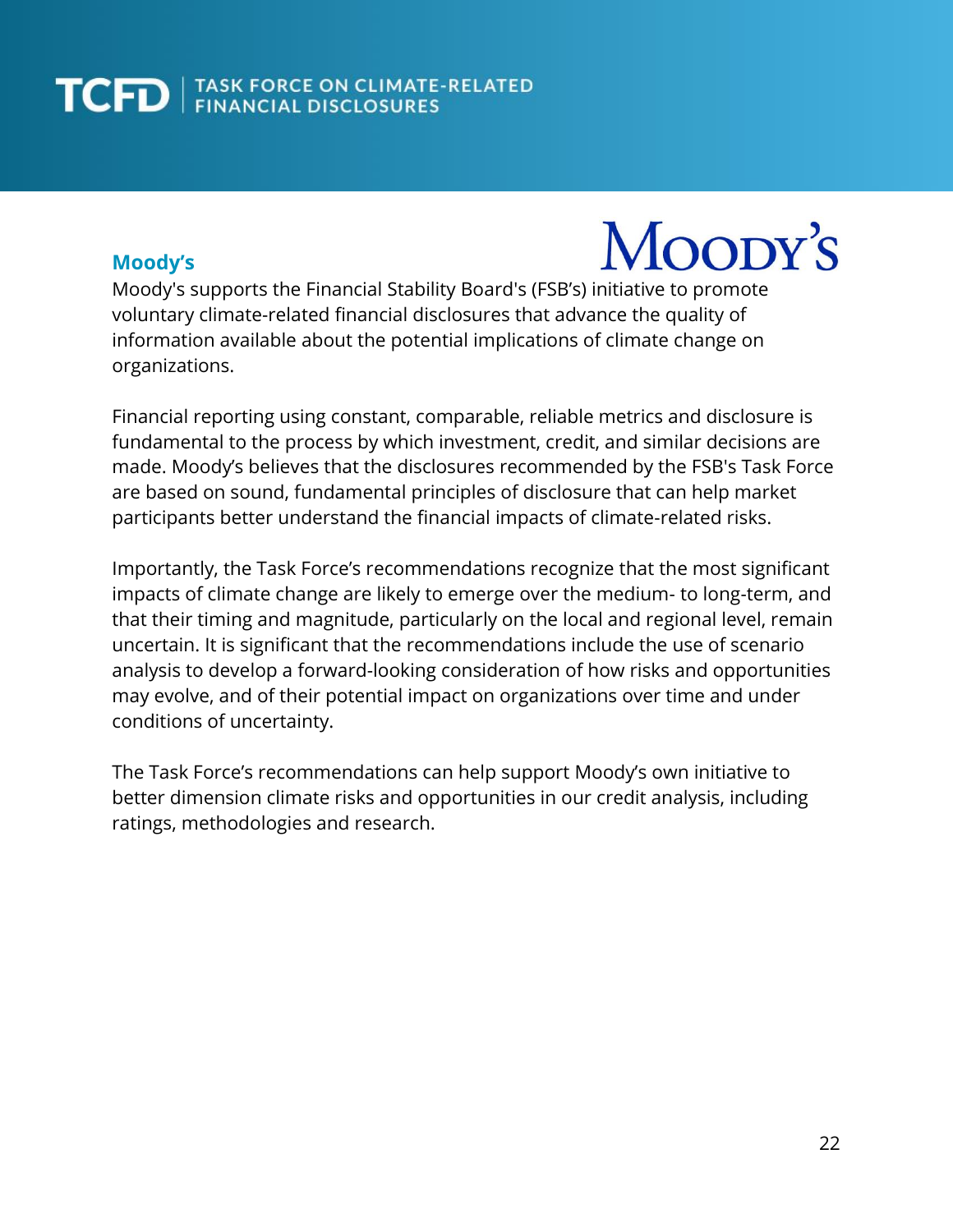## Moody's

Moody's supports the Financial Stability Board's (FSB's) initiative to promote voluntary climate-related financial disclosures that advance the quality of information available about the potential implications of climate change on organizations.

Financial reporting using constant, comparable, reliable metrics and disclosure is fundamental to the process by which investment, credit, and similar decisions are made. Moody's believes that the disclosures recommended by the FSB's Task Force are based on sound, fundamental principles of disclosure that can help market participants better understand the financial impacts of climate-related risks.

Importantly, the Task Force's recommendations recognize that the most significant impacts of climate change are likely to emerge over the medium- to long-term, and that their timing and magnitude, particularly on the local and regional level, remain uncertain. It is significant that the recommendations include the use of scenario analysis to develop a forward-looking consideration of how risks and opportunities may evolve, and of their potential impact on organizations over time and under conditions of uncertainty.

The Task Force's recommendations can help support Moody's own initiative to better dimension climate risks and opportunities in our credit analysis, including ratings, methodologies and research.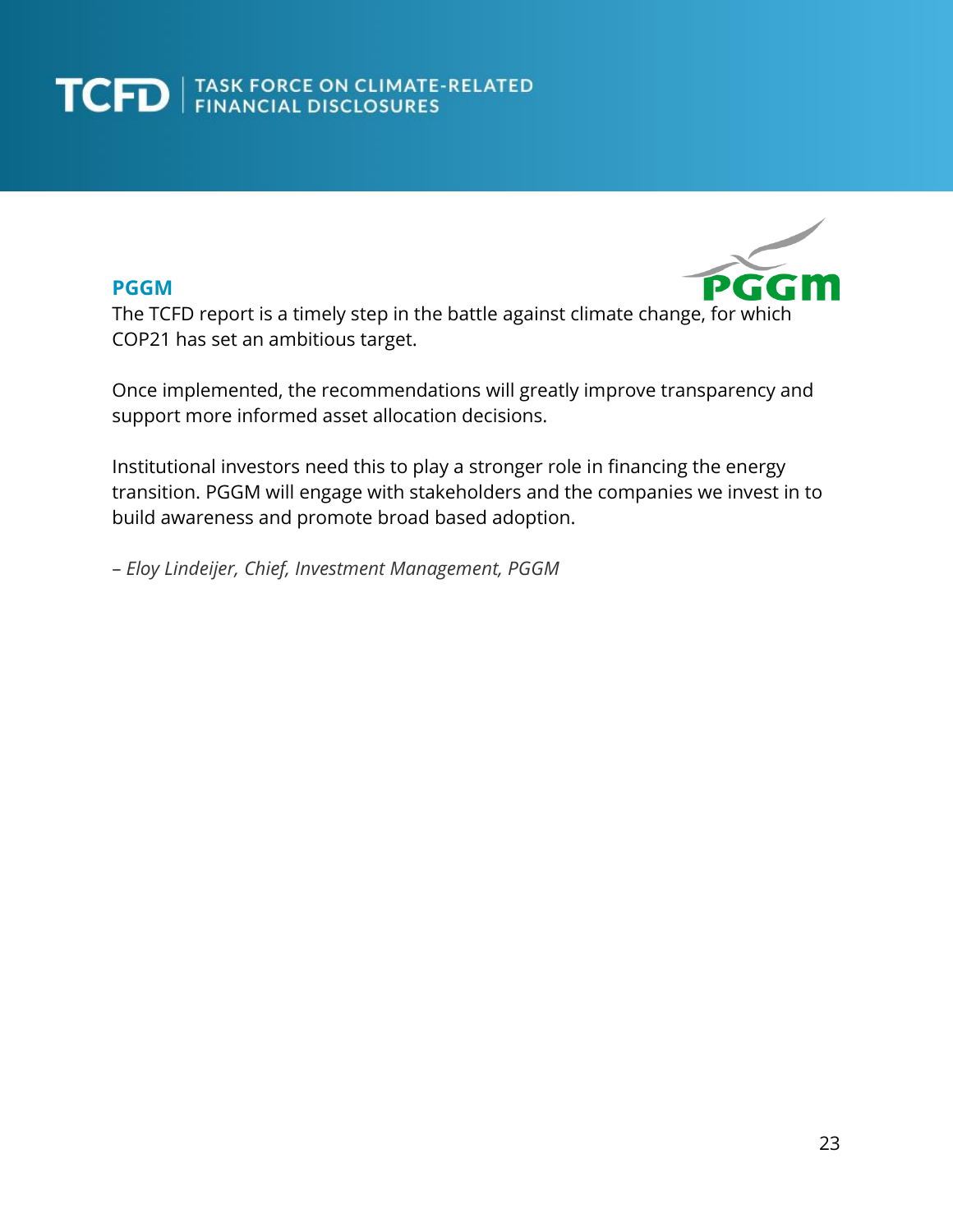## PGGM

The TCFD report is a timely step in the battle against climate change, for which COP21 has set an ambitious target.

Once implemented, the recommendations will greatly improve transparency and support more informed asset allocation decisions.

Institutional investors need this to play a stronger role in financing the energy transition. PGGM will engage with stakeholders and the companies we invest in to build awareness and promote broad based adoption.

*– Eloy Lindeijer, Chief, Investment Management, PGGM*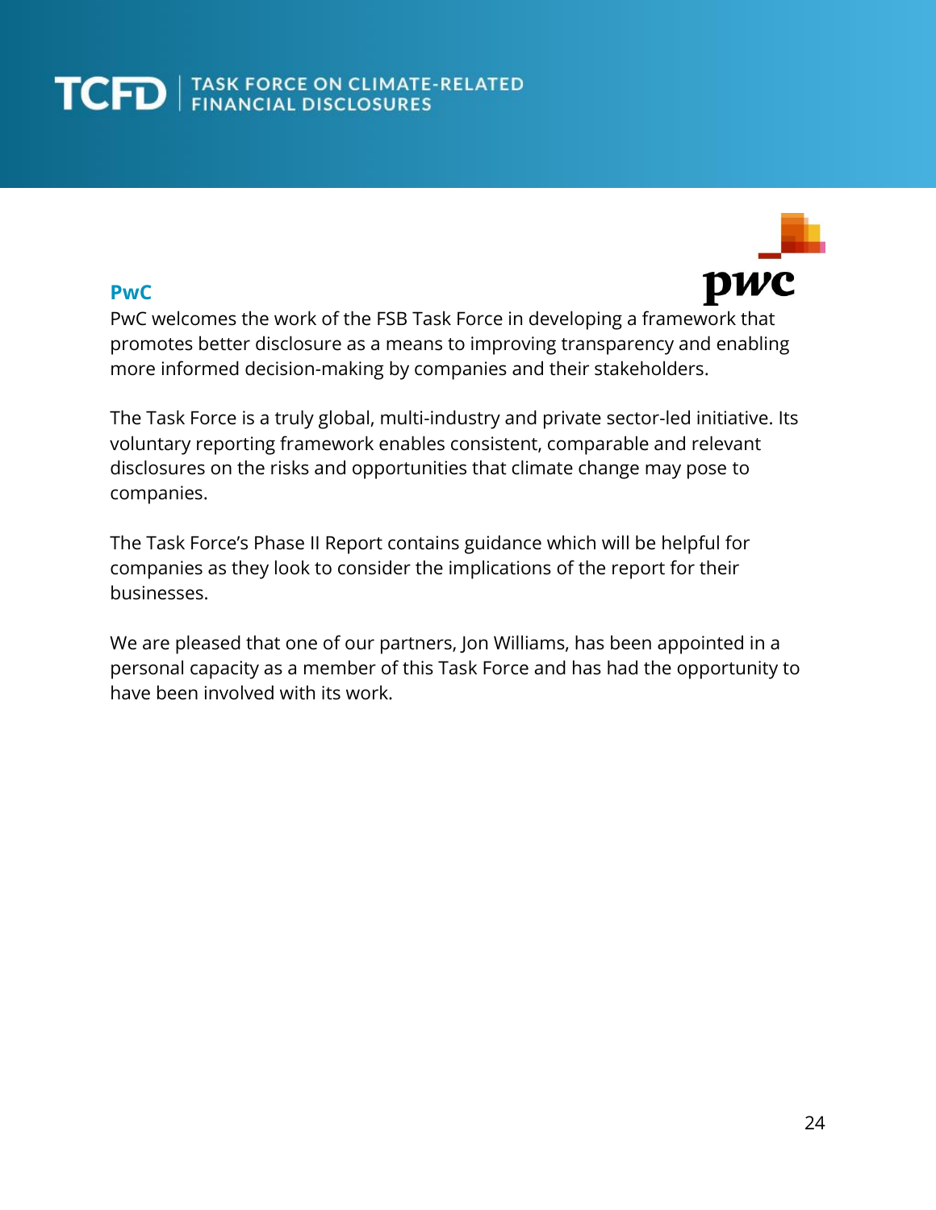## PwC

PwC welcomes the work of the FSB Task Force in developing a framework that promotes better disclosure as a means to improving transparency and enabling more informed decision-making by companies and their stakeholders.

The Task Force is a truly global, multi-industry and private sector-led initiative. Its voluntary reporting framework enables consistent, comparable and relevant disclosures on the risks and opportunities that climate change may pose to companies.

The Task Force's Phase II Report contains guidance which will be helpful for companies as they look to consider the implications of the report for their businesses.

We are pleased that one of our partners, Jon Williams, has been appointed in a personal capacity as a member of this Task Force and has had the opportunity to have been involved with its work.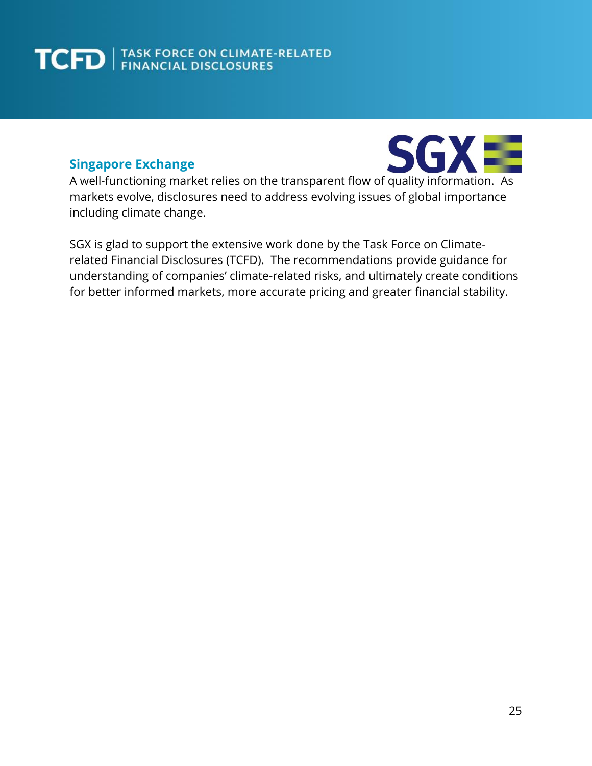## Singapore Exchange

A well-functioning market relies on the transparent flow of quality information. As markets evolve, disclosures need to address evolving issues of global importance including climate change.

SGX is glad to support the extensive work done by the Task Force on Climate-related Financial Disclosures (TCFD). The recommendations provide guidance for understanding of companies' climate-related risks, and ultimately create conditions for better informed markets, more accurate pricing and greater financial stability.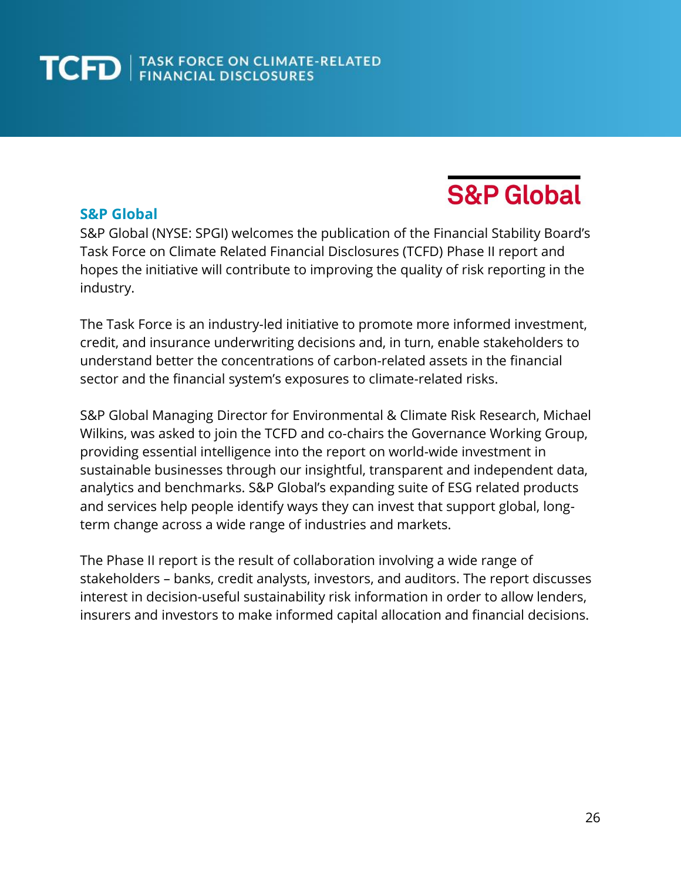## S&P Global

S&P Global (NYSE: SPGI) welcomes the publication of the Financial Stability Board's Task Force on Climate Related Financial Disclosures (TCFD) Phase II report and hopes the initiative will contribute to improving the quality of risk reporting in the industry.

The Task Force is an industry-led initiative to promote more informed investment, credit, and insurance underwriting decisions and, in turn, enable stakeholders to understand better the concentrations of carbon-related assets in the financial sector and the financial system's exposures to climate-related risks.

S&P Global Managing Director for Environmental & Climate Risk Research, Michael Wilkins, was asked to join the TCFD and co-chairs the Governance Working Group, providing essential intelligence into the report on world-wide investment in sustainable businesses through our insightful, transparent and independent data, analytics and benchmarks. S&P Global's expanding suite of ESG related products and services help people identify ways they can invest that support global, long-term change across a wide range of industries and markets.

The Phase II report is the result of collaboration involving a wide range of stakeholders – banks, credit analysts, investors, and auditors. The report discusses interest in decision-useful sustainability risk information in order to allow lenders, insurers and investors to make informed capital allocation and financial decisions.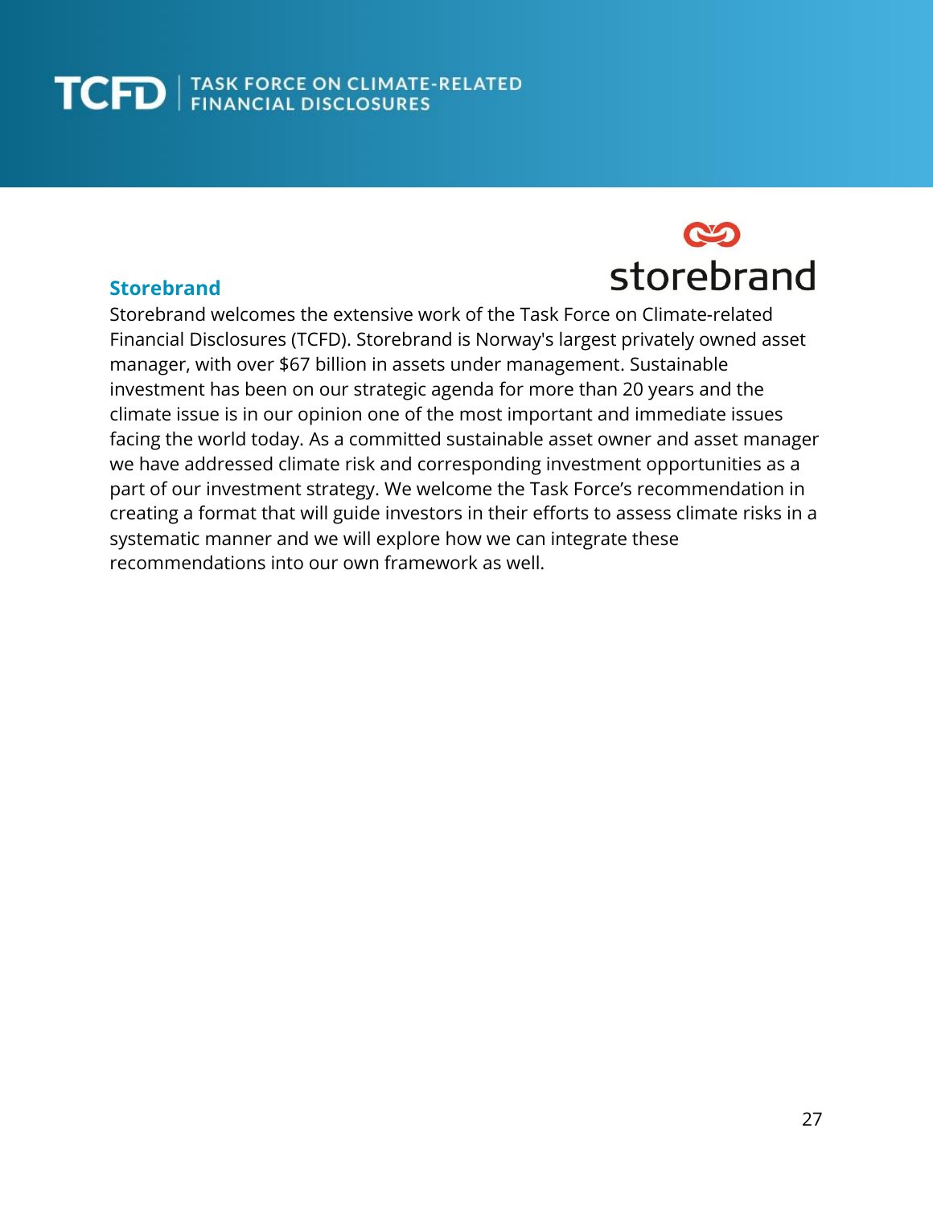## Storebrand

Storebrand welcomes the extensive work of the Task Force on Climate-related Financial Disclosures (TCFD). Storebrand is Norway's largest privately owned asset manager, with over $67 billion in assets under management. Sustainable investment has been on our strategic agenda for more than 20 years and the climate issue is in our opinion one of the most important and immediate issues facing the world today. As a committed sustainable asset owner and asset manager we have addressed climate risk and corresponding investment opportunities as a part of our investment strategy. We welcome the Task Force's recommendation in creating a format that will guide investors in their efforts to assess climate risks in a systematic manner and we will explore how we can integrate these recommendations into our own framework as well.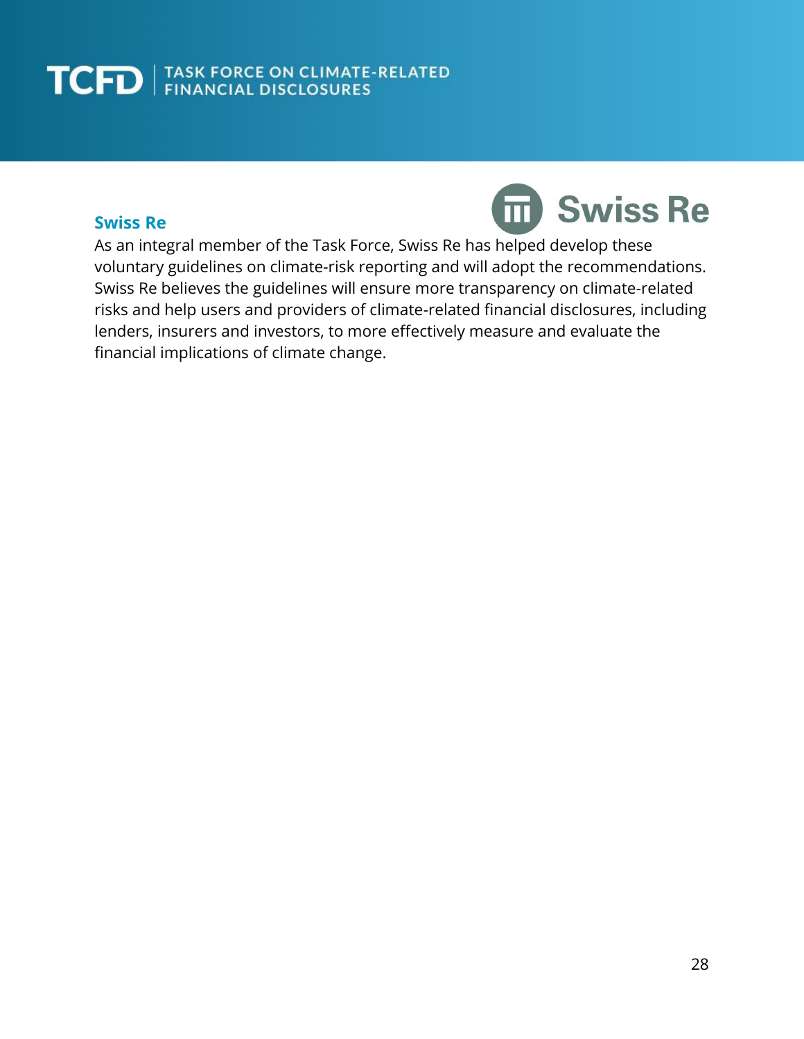## Swiss Re

As an integral member of the Task Force, Swiss Re has helped develop these voluntary guidelines on climate-risk reporting and will adopt the recommendations. Swiss Re believes the guidelines will ensure more transparency on climate-related risks and help users and providers of climate-related financial disclosures, including lenders, insurers and investors, to more effectively measure and evaluate the financial implications of climate change.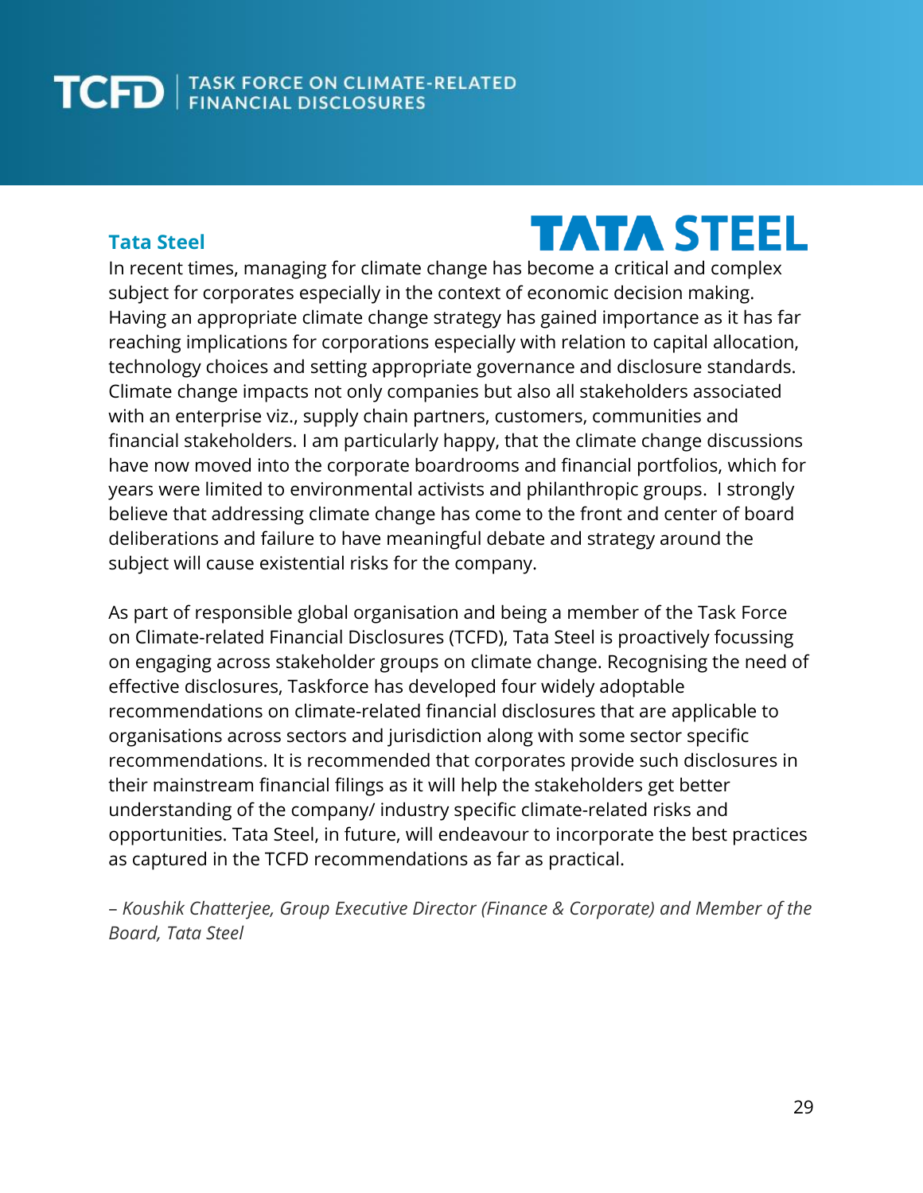## Tata Steel

In recent times, managing for climate change has become a critical and complex subject for corporates especially in the context of economic decision making. Having an appropriate climate change strategy has gained importance as it has far reaching implications for corporations especially with relation to capital allocation, technology choices and setting appropriate governance and disclosure standards. Climate change impacts not only companies but also all stakeholders associated with an enterprise viz., supply chain partners, customers, communities and financial stakeholders. I am particularly happy, that the climate change discussions have now moved into the corporate boardrooms and financial portfolios, which for years were limited to environmental activists and philanthropic groups. I strongly believe that addressing climate change has come to the front and center of board deliberations and failure to have meaningful debate and strategy around the subject will cause existential risks for the company.

As part of responsible global organisation and being a member of the Task Force on Climate-related Financial Disclosures (TCFD), Tata Steel is proactively focussing on engaging across stakeholder groups on climate change. Recognising the need of effective disclosures, Taskforce has developed four widely adoptable recommendations on climate-related financial disclosures that are applicable to organisations across sectors and jurisdiction along with some sector specific recommendations. It is recommended that corporates provide such disclosures in their mainstream financial filings as it will help the stakeholders get better understanding of the company/ industry specific climate-related risks and opportunities. Tata Steel, in future, will endeavour to incorporate the best practices as captured in the TCFD recommendations as far as practical.

*– Koushik Chatterjee, Group Executive Director (Finance & Corporate) and Member of the Board, Tata Steel*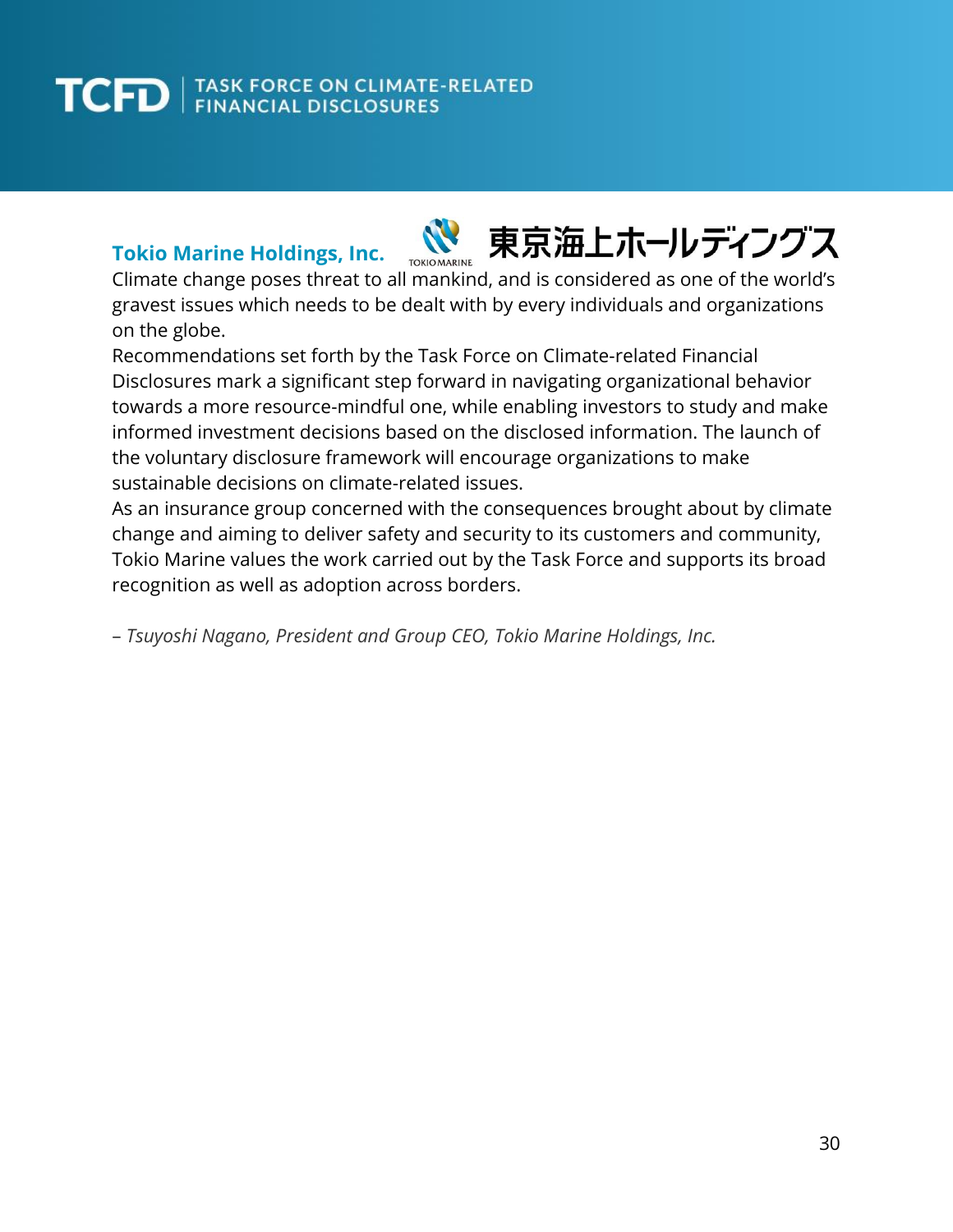## Tokio Marine Holdings, Inc.

東京海上ホールディングス

Climate change poses threat to all mankind, and is considered as one of the world's gravest issues which needs to be dealt with by every individuals and organizations on the globe.

Recommendations set forth by the Task Force on Climate-related Financial Disclosures mark a significant step forward in navigating organizational behavior towards a more resource-mindful one, while enabling investors to study and make informed investment decisions based on the disclosed information. The launch of the voluntary disclosure framework will encourage organizations to make sustainable decisions on climate-related issues.

As an insurance group concerned with the consequences brought about by climate change and aiming to deliver safety and security to its customers and community, Tokio Marine values the work carried out by the Task Force and supports its broad recognition as well as adoption across borders.

*– Tsuyoshi Nagano, President and Group CEO, Tokio Marine Holdings, Inc.*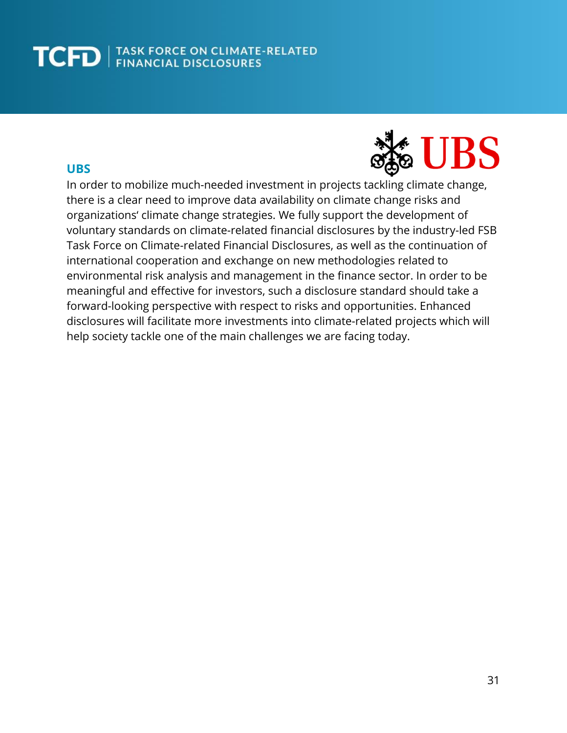## UBS

In order to mobilize much-needed investment in projects tackling climate change, there is a clear need to improve data availability on climate change risks and organizations' climate change strategies. We fully support the development of voluntary standards on climate-related financial disclosures by the industry-led FSB Task Force on Climate-related Financial Disclosures, as well as the continuation of international cooperation and exchange on new methodologies related to environmental risk analysis and management in the finance sector. In order to be meaningful and effective for investors, such a disclosure standard should take a forward-looking perspective with respect to risks and opportunities. Enhanced disclosures will facilitate more investments into climate-related projects which will help society tackle one of the main challenges we are facing today.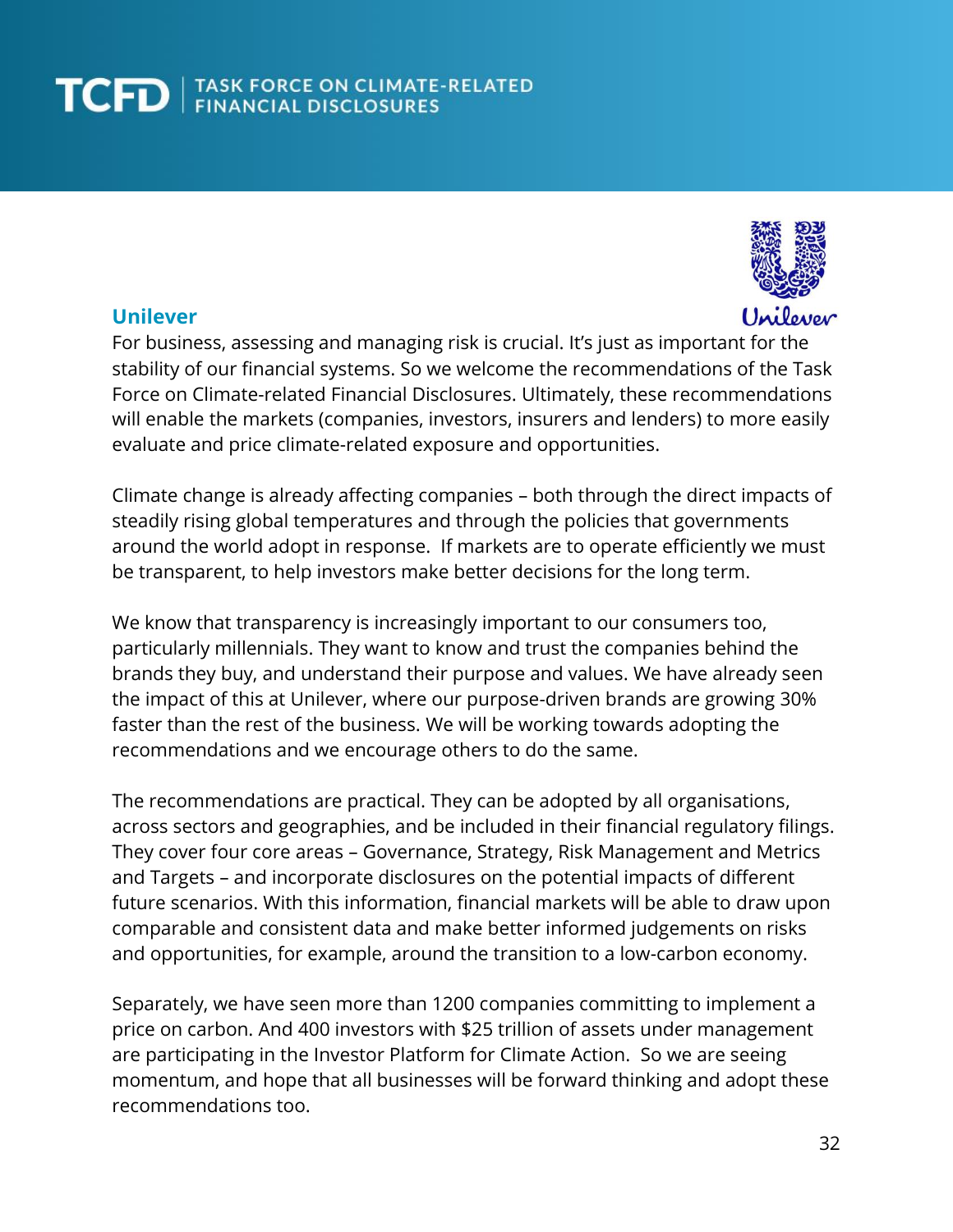## Unilever

For business, assessing and managing risk is crucial. It's just as important for the stability of our financial systems. So we welcome the recommendations of the Task Force on Climate-related Financial Disclosures. Ultimately, these recommendations will enable the markets (companies, investors, insurers and lenders) to more easily evaluate and price climate-related exposure and opportunities.

Climate change is already affecting companies – both through the direct impacts of steadily rising global temperatures and through the policies that governments around the world adopt in response. If markets are to operate efficiently we must be transparent, to help investors make better decisions for the long term.

We know that transparency is increasingly important to our consumers too, particularly millennials. They want to know and trust the companies behind the brands they buy, and understand their purpose and values. We have already seen the impact of this at Unilever, where our purpose-driven brands are growing 30% faster than the rest of the business. We will be working towards adopting the recommendations and we encourage others to do the same.

The recommendations are practical. They can be adopted by all organisations, across sectors and geographies, and be included in their financial regulatory filings. They cover four core areas – Governance, Strategy, Risk Management and Metrics and Targets – and incorporate disclosures on the potential impacts of different future scenarios. With this information, financial markets will be able to draw upon comparable and consistent data and make better informed judgements on risks and opportunities, for example, around the transition to a low-carbon economy.

Separately, we have seen more than 1200 companies committing to implement a price on carbon. And 400 investors with $25 trillion of assets under management are participating in the Investor Platform for Climate Action. So we are seeing momentum, and hope that all businesses will be forward thinking and adopt these recommendations too.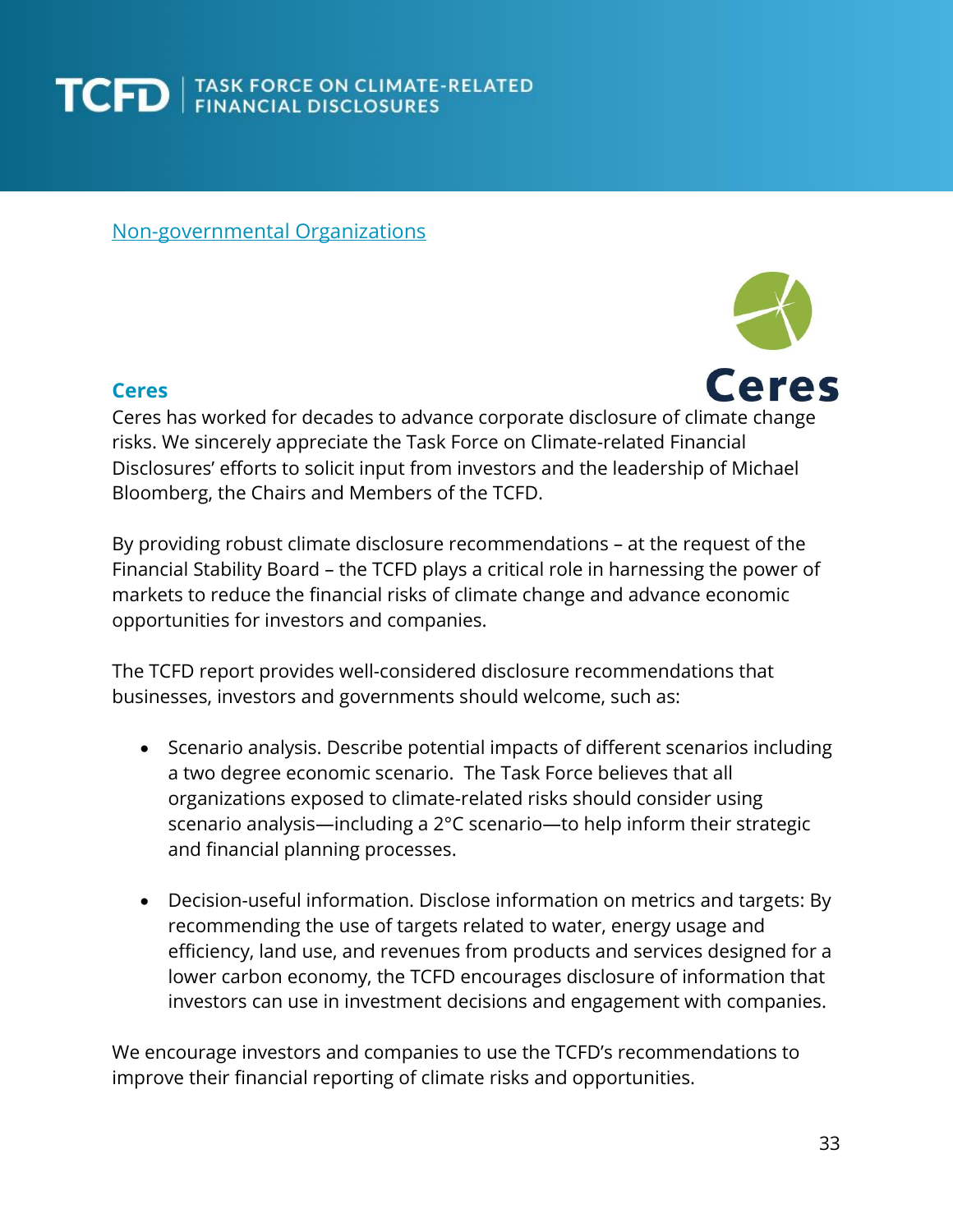[Non-governmental Organizations]

### Ceres

Ceres has worked for decades to advance corporate disclosure of climate change risks. We sincerely appreciate the Task Force on Climate-related Financial Disclosures' efforts to solicit input from investors and the leadership of Michael Bloomberg, the Chairs and Members of the TCFD.

By providing robust climate disclosure recommendations – at the request of the Financial Stability Board – the TCFD plays a critical role in harnessing the power of markets to reduce the financial risks of climate change and advance economic opportunities for investors and companies.

The TCFD report provides well-considered disclosure recommendations that businesses, investors and governments should welcome, such as:

- Scenario analysis. Describe potential impacts of different scenarios including a two degree economic scenario. The Task Force believes that all organizations exposed to climate-related risks should consider using scenario analysis—including a 2°C scenario—to help inform their strategic and financial planning processes.

- Decision-useful information. Disclose information on metrics and targets: By recommending the use of targets related to water, energy usage and efficiency, land use, and revenues from products and services designed for a lower carbon economy, the TCFD encourages disclosure of information that investors can use in investment decisions and engagement with companies.

We encourage investors and companies to use the TCFD's recommendations to improve their financial reporting of climate risks and opportunities.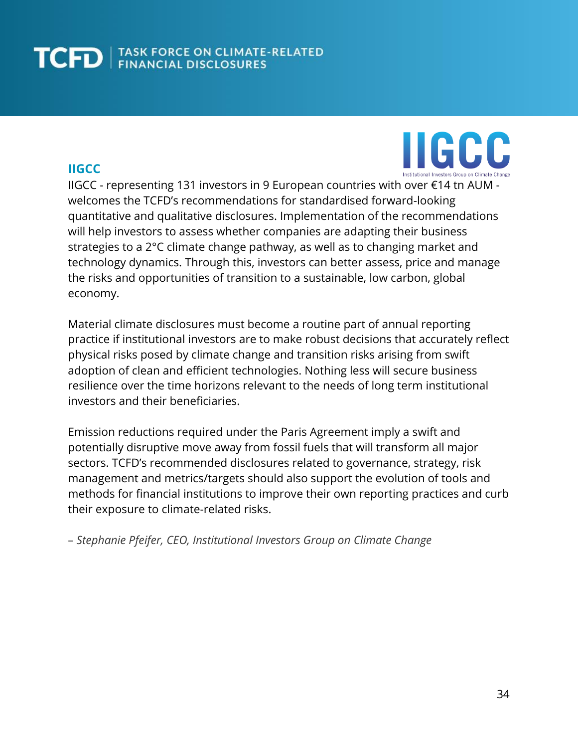## IIGCC

IIGCC - representing 131 investors in 9 European countries with over €14 tn AUM - welcomes the TCFD's recommendations for standardised forward-looking quantitative and qualitative disclosures. Implementation of the recommendations will help investors to assess whether companies are adapting their business strategies to a 2°C climate change pathway, as well as to changing market and technology dynamics. Through this, investors can better assess, price and manage the risks and opportunities of transition to a sustainable, low carbon, global economy.

Material climate disclosures must become a routine part of annual reporting practice if institutional investors are to make robust decisions that accurately reflect physical risks posed by climate change and transition risks arising from swift adoption of clean and efficient technologies. Nothing less will secure business resilience over the time horizons relevant to the needs of long term institutional investors and their beneficiaries.

Emission reductions required under the Paris Agreement imply a swift and potentially disruptive move away from fossil fuels that will transform all major sectors. TCFD's recommended disclosures related to governance, strategy, risk management and metrics/targets should also support the evolution of tools and methods for financial institutions to improve their own reporting practices and curb their exposure to climate-related risks.

*– Stephanie Pfeifer, CEO, Institutional Investors Group on Climate Change*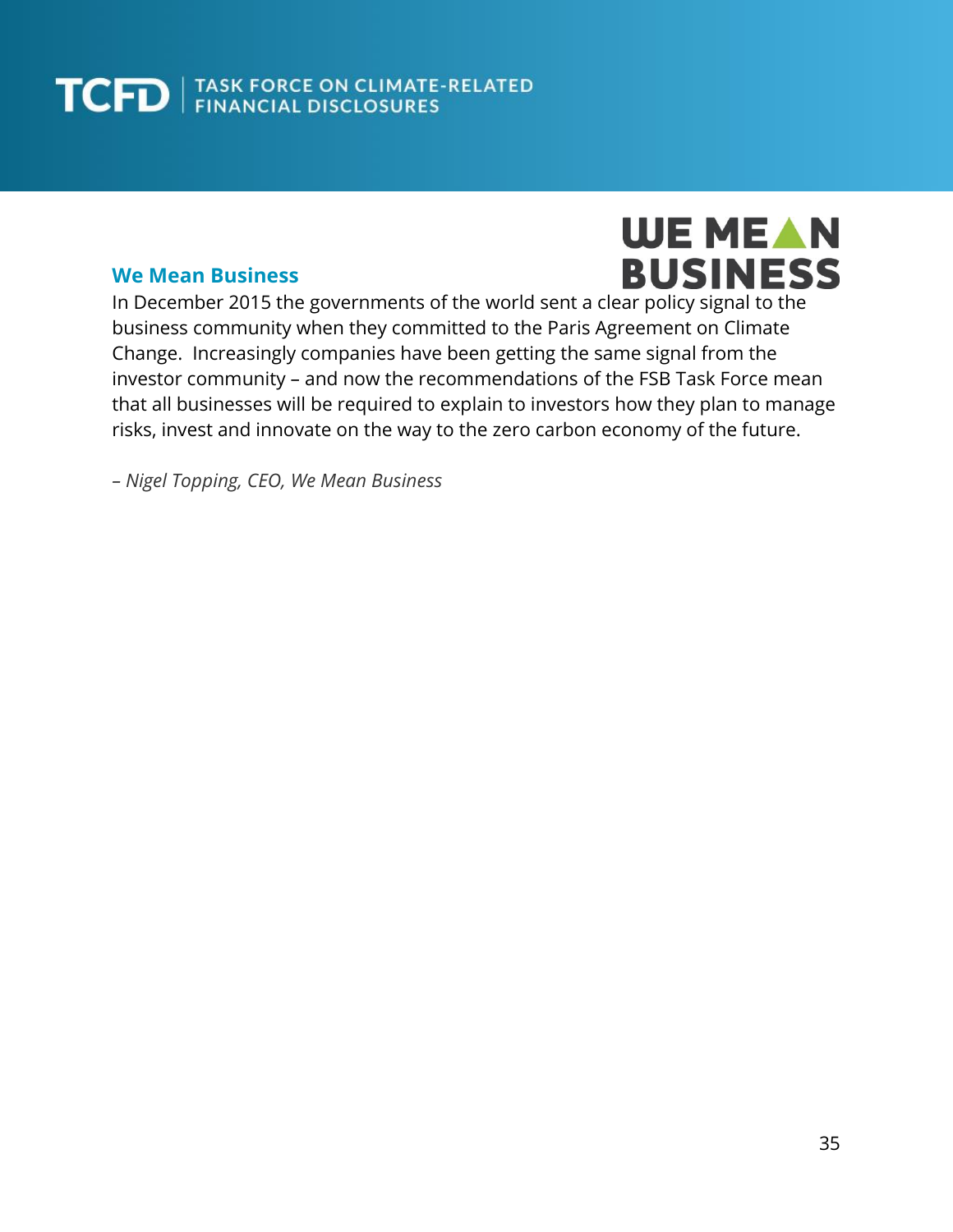## We Mean Business

In December 2015 the governments of the world sent a clear policy signal to the business community when they committed to the Paris Agreement on Climate Change. Increasingly companies have been getting the same signal from the investor community – and now the recommendations of the FSB Task Force mean that all businesses will be required to explain to investors how they plan to manage risks, invest and innovate on the way to the zero carbon economy of the future.

– *Nigel Topping, CEO, We Mean Business*